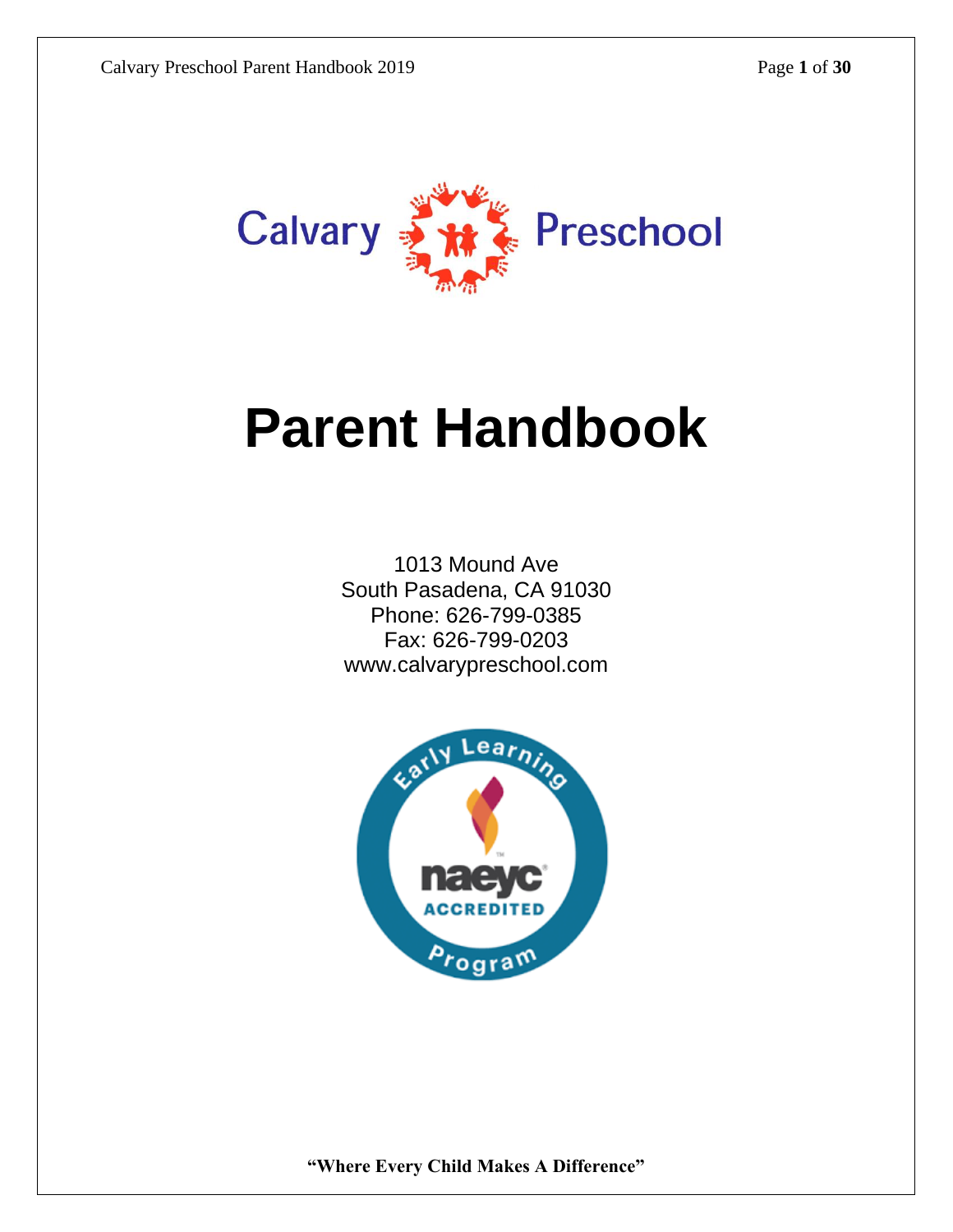Calvary Preschool

# Parent Handbook

1013 Mound Ave
South Pasadena, CA 91030
Phone: 626-799-0385
Fax: 626-799-0203
www.calvarypreschool.com

Early Learning naeyc ACCREDITED Program

**"Where Every Child Makes A Difference"**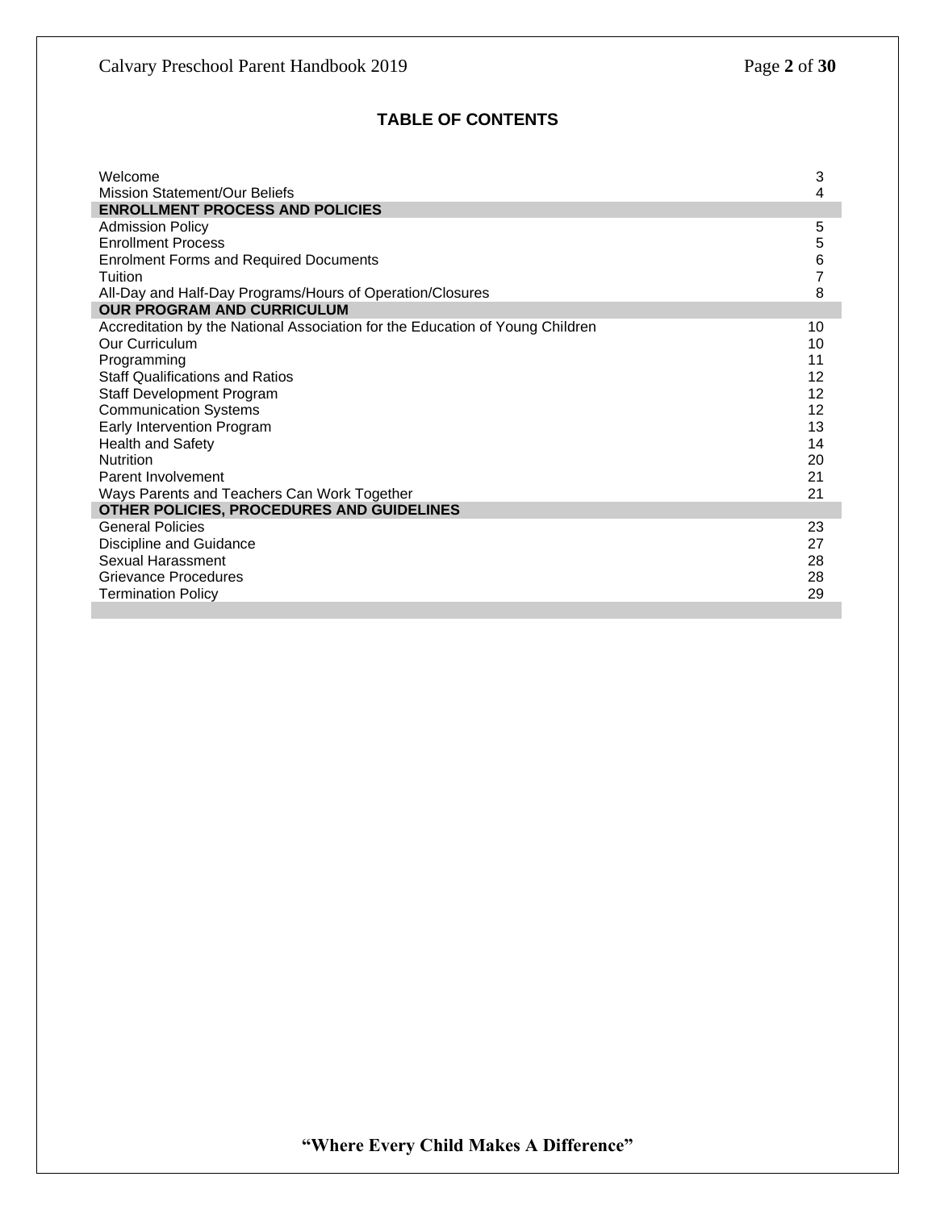## TABLE OF CONTENTS

| | |
|---|---|
| Welcome | 3 |
| Mission Statement/Our Beliefs | 4 |
| **ENROLLMENT PROCESS AND POLICIES** | |
| Admission Policy | 5 |
| Enrollment Process | 5 |
| Enrolment Forms and Required Documents | 6 |
| Tuition | 7 |
| All-Day and Half-Day Programs/Hours of Operation/Closures | 8 |
| **OUR PROGRAM AND CURRICULUM** | |
| Accreditation by the National Association for the Education of Young Children | 10 |
| Our Curriculum | 10 |
| Programming | 11 |
| Staff Qualifications and Ratios | 12 |
| Staff Development Program | 12 |
| Communication Systems | 12 |
| Early Intervention Program | 13 |
| Health and Safety | 14 |
| Nutrition | 20 |
| Parent Involvement | 21 |
| Ways Parents and Teachers Can Work Together | 21 |
| **OTHER POLICIES, PROCEDURES AND GUIDELINES** | |
| General Policies | 23 |
| Discipline and Guidance | 27 |
| Sexual Harassment | 28 |
| Grievance Procedures | 28 |
| Termination Policy | 29 |

**"Where Every Child Makes A Difference"**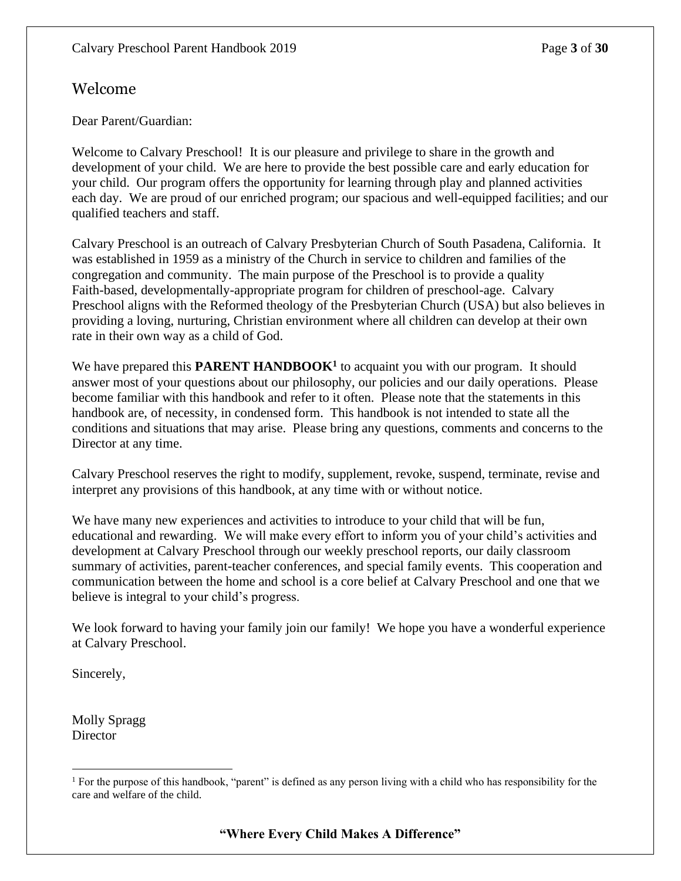## Welcome

Dear Parent/Guardian:

Welcome to Calvary Preschool! It is our pleasure and privilege to share in the growth and development of your child. We are here to provide the best possible care and early education for your child. Our program offers the opportunity for learning through play and planned activities each day. We are proud of our enriched program; our spacious and well-equipped facilities; and our qualified teachers and staff.

Calvary Preschool is an outreach of Calvary Presbyterian Church of South Pasadena, California. It was established in 1959 as a ministry of the Church in service to children and families of the congregation and community. The main purpose of the Preschool is to provide a quality Faith-based, developmentally-appropriate program for children of preschool-age. Calvary Preschool aligns with the Reformed theology of the Presbyterian Church (USA) but also believes in providing a loving, nurturing, Christian environment where all children can develop at their own rate in their own way as a child of God.

We have prepared this **PARENT HANDBOOK**[1] to acquaint you with our program. It should answer most of your questions about our philosophy, our policies and our daily operations. Please become familiar with this handbook and refer to it often. Please note that the statements in this handbook are, of necessity, in condensed form. This handbook is not intended to state all the conditions and situations that may arise. Please bring any questions, comments and concerns to the Director at any time.

Calvary Preschool reserves the right to modify, supplement, revoke, suspend, terminate, revise and interpret any provisions of this handbook, at any time with or without notice.

We have many new experiences and activities to introduce to your child that will be fun, educational and rewarding. We will make every effort to inform you of your child's activities and development at Calvary Preschool through our weekly preschool reports, our daily classroom summary of activities, parent-teacher conferences, and special family events. This cooperation and communication between the home and school is a core belief at Calvary Preschool and one that we believe is integral to your child's progress.

We look forward to having your family join our family! We hope you have a wonderful experience at Calvary Preschool.

Sincerely,

Molly Spragg
Director

---

[1] For the purpose of this handbook, "parent" is defined as any person living with a child who has responsibility for the care and welfare of the child.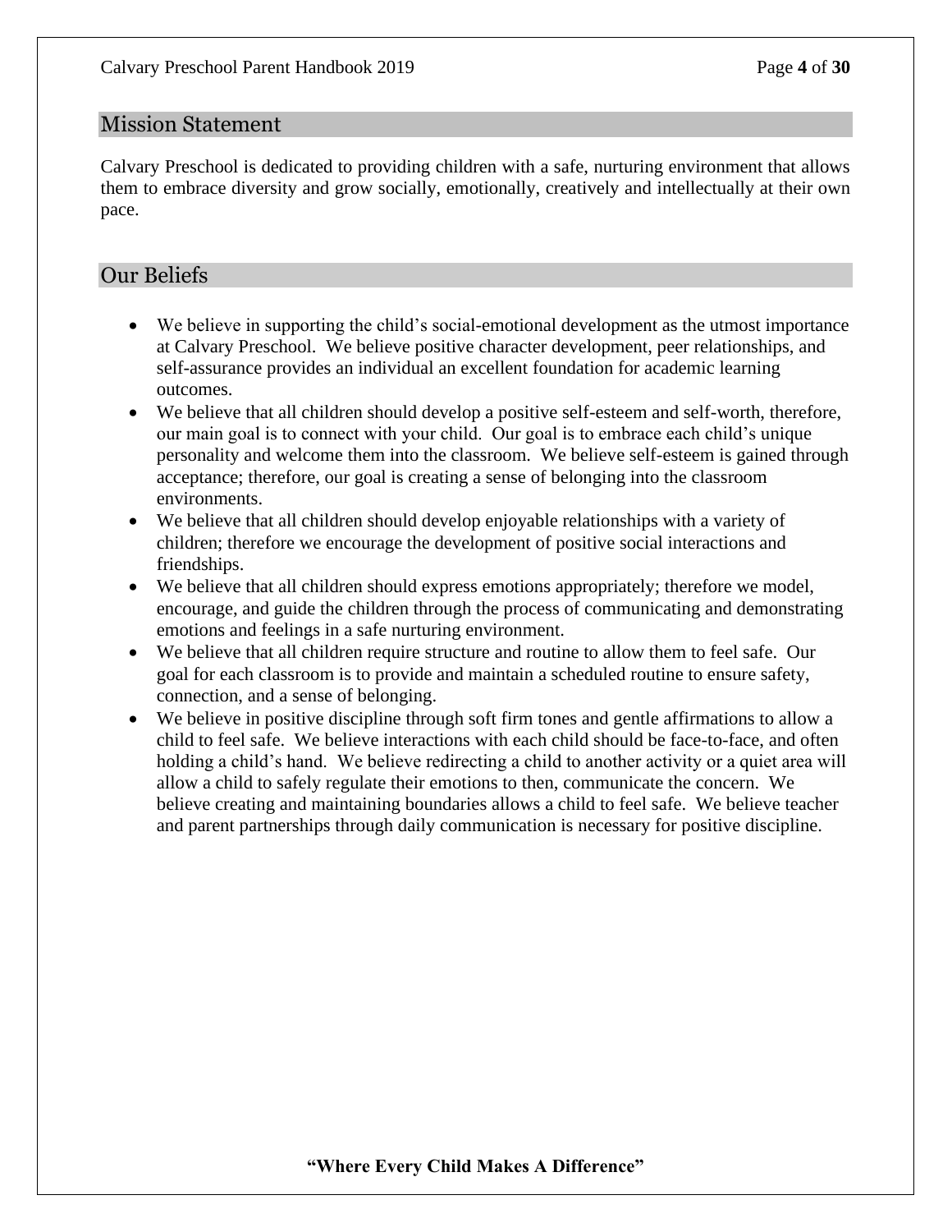## Mission Statement

Calvary Preschool is dedicated to providing children with a safe, nurturing environment that allows them to embrace diversity and grow socially, emotionally, creatively and intellectually at their own pace.

## Our Beliefs

- We believe in supporting the child's social-emotional development as the utmost importance at Calvary Preschool. We believe positive character development, peer relationships, and self-assurance provides an individual an excellent foundation for academic learning outcomes.
- We believe that all children should develop a positive self-esteem and self-worth, therefore, our main goal is to connect with your child. Our goal is to embrace each child's unique personality and welcome them into the classroom. We believe self-esteem is gained through acceptance; therefore, our goal is creating a sense of belonging into the classroom environments.
- We believe that all children should develop enjoyable relationships with a variety of children; therefore we encourage the development of positive social interactions and friendships.
- We believe that all children should express emotions appropriately; therefore we model, encourage, and guide the children through the process of communicating and demonstrating emotions and feelings in a safe nurturing environment.
- We believe that all children require structure and routine to allow them to feel safe. Our goal for each classroom is to provide and maintain a scheduled routine to ensure safety, connection, and a sense of belonging.
- We believe in positive discipline through soft firm tones and gentle affirmations to allow a child to feel safe. We believe interactions with each child should be face-to-face, and often holding a child's hand. We believe redirecting a child to another activity or a quiet area will allow a child to safely regulate their emotions to then, communicate the concern. We believe creating and maintaining boundaries allows a child to feel safe. We believe teacher and parent partnerships through daily communication is necessary for positive discipline.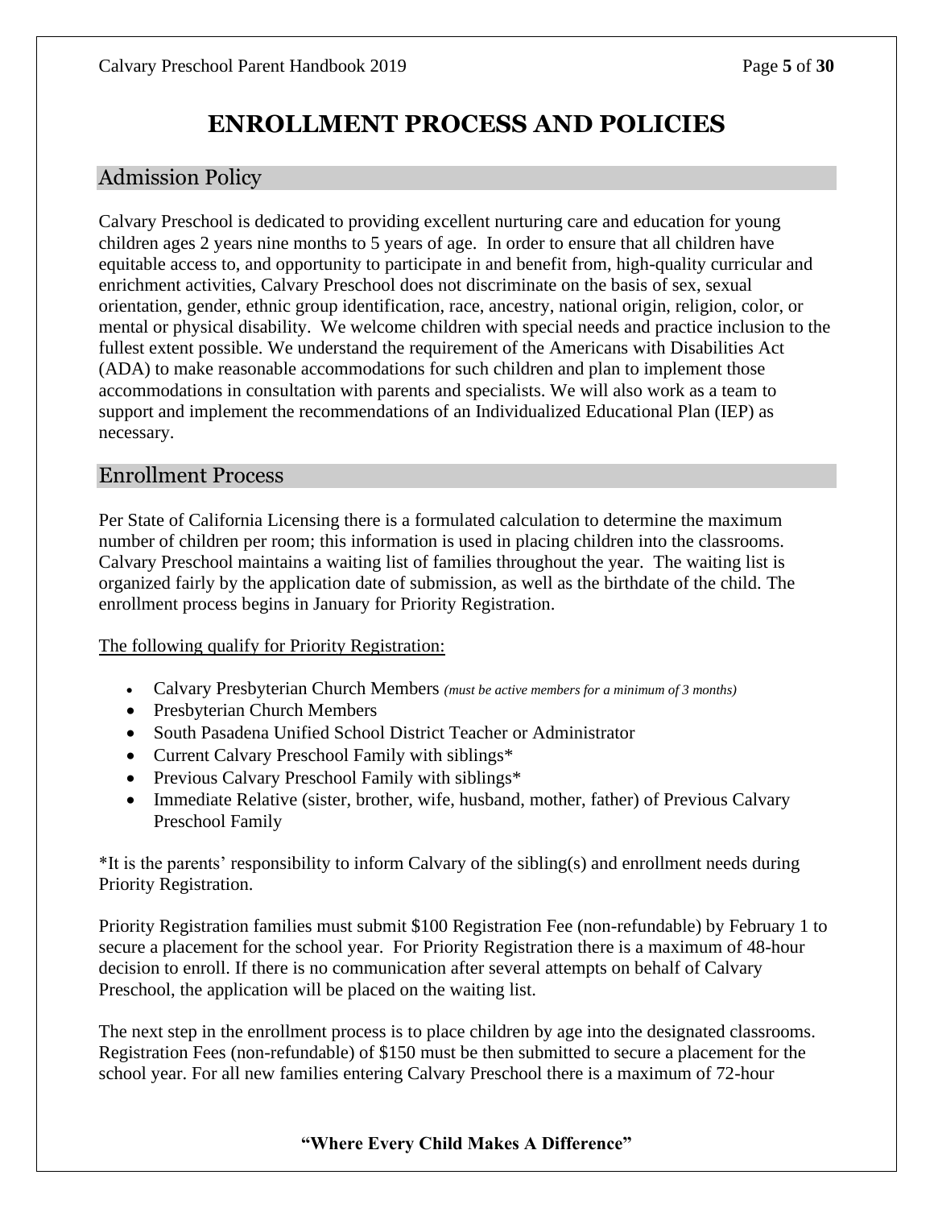# ENROLLMENT PROCESS AND POLICIES

## Admission Policy

Calvary Preschool is dedicated to providing excellent nurturing care and education for young children ages 2 years nine months to 5 years of age. In order to ensure that all children have equitable access to, and opportunity to participate in and benefit from, high-quality curricular and enrichment activities, Calvary Preschool does not discriminate on the basis of sex, sexual orientation, gender, ethnic group identification, race, ancestry, national origin, religion, color, or mental or physical disability. We welcome children with special needs and practice inclusion to the fullest extent possible. We understand the requirement of the Americans with Disabilities Act (ADA) to make reasonable accommodations for such children and plan to implement those accommodations in consultation with parents and specialists. We will also work as a team to support and implement the recommendations of an Individualized Educational Plan (IEP) as necessary.

## Enrollment Process

Per State of California Licensing there is a formulated calculation to determine the maximum number of children per room; this information is used in placing children into the classrooms. Calvary Preschool maintains a waiting list of families throughout the year. The waiting list is organized fairly by the application date of submission, as well as the birthdate of the child. The enrollment process begins in January for Priority Registration.

<u>The following qualify for Priority Registration:</u>

- Calvary Presbyterian Church Members *(must be active members for a minimum of 3 months)*
- Presbyterian Church Members
- South Pasadena Unified School District Teacher or Administrator
- Current Calvary Preschool Family with siblings*
- Previous Calvary Preschool Family with siblings*
- Immediate Relative (sister, brother, wife, husband, mother, father) of Previous Calvary Preschool Family

*It is the parents' responsibility to inform Calvary of the sibling(s) and enrollment needs during Priority Registration.

Priority Registration families must submit $100 Registration Fee (non-refundable) by February 1 to secure a placement for the school year. For Priority Registration there is a maximum of 48-hour decision to enroll. If there is no communication after several attempts on behalf of Calvary Preschool, the application will be placed on the waiting list.

The next step in the enrollment process is to place children by age into the designated classrooms. Registration Fees (non-refundable) of $150 must be then submitted to secure a placement for the school year. For all new families entering Calvary Preschool there is a maximum of 72-hour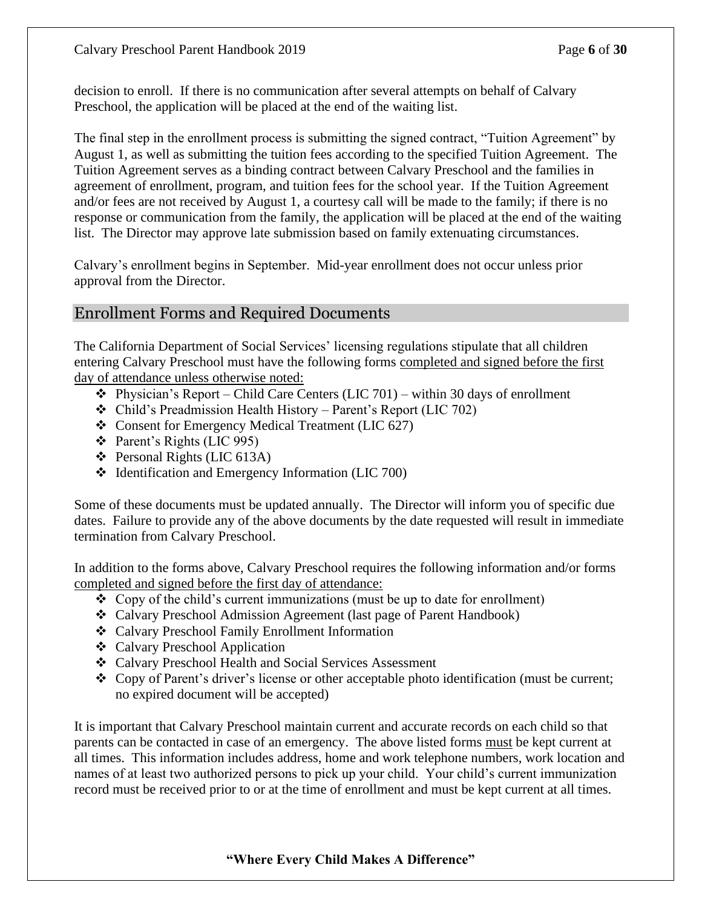decision to enroll. If there is no communication after several attempts on behalf of Calvary Preschool, the application will be placed at the end of the waiting list.

The final step in the enrollment process is submitting the signed contract, "Tuition Agreement" by August 1, as well as submitting the tuition fees according to the specified Tuition Agreement. The Tuition Agreement serves as a binding contract between Calvary Preschool and the families in agreement of enrollment, program, and tuition fees for the school year. If the Tuition Agreement and/or fees are not received by August 1, a courtesy call will be made to the family; if there is no response or communication from the family, the application will be placed at the end of the waiting list. The Director may approve late submission based on family extenuating circumstances.

Calvary's enrollment begins in September. Mid-year enrollment does not occur unless prior approval from the Director.

## Enrollment Forms and Required Documents

The California Department of Social Services' licensing regulations stipulate that all children entering Calvary Preschool must have the following forms <u>completed and signed before the first day of attendance unless otherwise noted:</u>

- Physician's Report – Child Care Centers (LIC 701) – within 30 days of enrollment
- Child's Preadmission Health History – Parent's Report (LIC 702)
- Consent for Emergency Medical Treatment (LIC 627)
- Parent's Rights (LIC 995)
- Personal Rights (LIC 613A)
- Identification and Emergency Information (LIC 700)

Some of these documents must be updated annually. The Director will inform you of specific due dates. Failure to provide any of the above documents by the date requested will result in immediate termination from Calvary Preschool.

In addition to the forms above, Calvary Preschool requires the following information and/or forms <u>completed and signed before the first day of attendance:</u>

- Copy of the child's current immunizations (must be up to date for enrollment)
- Calvary Preschool Admission Agreement (last page of Parent Handbook)
- Calvary Preschool Family Enrollment Information
- Calvary Preschool Application
- Calvary Preschool Health and Social Services Assessment
- Copy of Parent's driver's license or other acceptable photo identification (must be current; no expired document will be accepted)

It is important that Calvary Preschool maintain current and accurate records on each child so that parents can be contacted in case of an emergency. The above listed forms <u>must</u> be kept current at all times. This information includes address, home and work telephone numbers, work location and names of at least two authorized persons to pick up your child. Your child's current immunization record must be received prior to or at the time of enrollment and must be kept current at all times.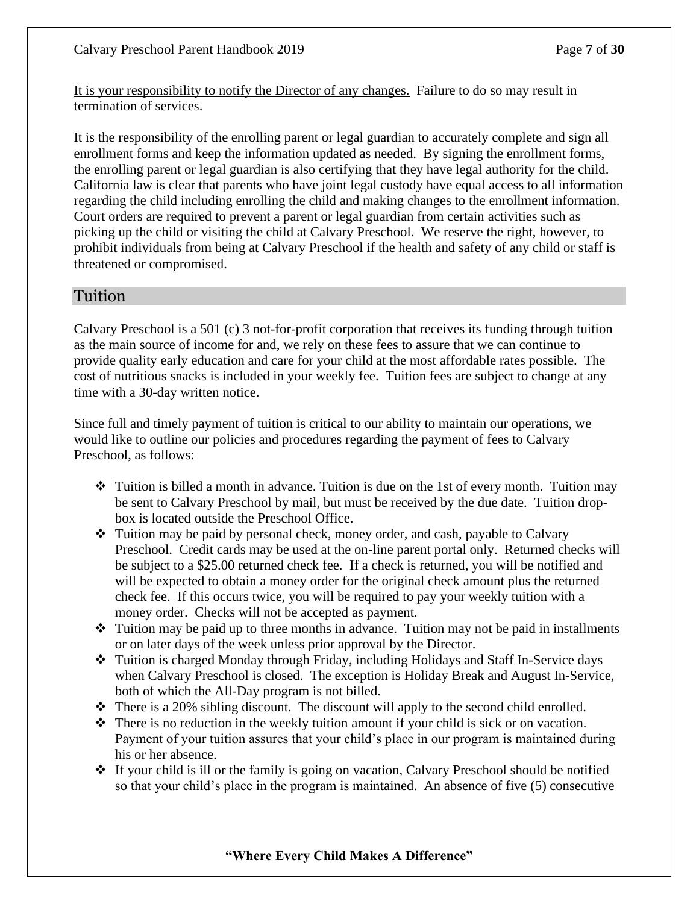<u>It is your responsibility to notify the Director of any changes.</u> Failure to do so may result in termination of services.

It is the responsibility of the enrolling parent or legal guardian to accurately complete and sign all enrollment forms and keep the information updated as needed. By signing the enrollment forms, the enrolling parent or legal guardian is also certifying that they have legal authority for the child. California law is clear that parents who have joint legal custody have equal access to all information regarding the child including enrolling the child and making changes to the enrollment information. Court orders are required to prevent a parent or legal guardian from certain activities such as picking up the child or visiting the child at Calvary Preschool. We reserve the right, however, to prohibit individuals from being at Calvary Preschool if the health and safety of any child or staff is threatened or compromised.

## Tuition

Calvary Preschool is a 501 (c) 3 not-for-profit corporation that receives its funding through tuition as the main source of income for and, we rely on these fees to assure that we can continue to provide quality early education and care for your child at the most affordable rates possible. The cost of nutritious snacks is included in your weekly fee. Tuition fees are subject to change at any time with a 30-day written notice.

Since full and timely payment of tuition is critical to our ability to maintain our operations, we would like to outline our policies and procedures regarding the payment of fees to Calvary Preschool, as follows:

- Tuition is billed a month in advance. Tuition is due on the 1st of every month. Tuition may be sent to Calvary Preschool by mail, but must be received by the due date. Tuition drop-box is located outside the Preschool Office.
- Tuition may be paid by personal check, money order, and cash, payable to Calvary Preschool. Credit cards may be used at the on-line parent portal only. Returned checks will be subject to a $25.00 returned check fee. If a check is returned, you will be notified and will be expected to obtain a money order for the original check amount plus the returned check fee. If this occurs twice, you will be required to pay your weekly tuition with a money order. Checks will not be accepted as payment.
- Tuition may be paid up to three months in advance. Tuition may not be paid in installments or on later days of the week unless prior approval by the Director.
- Tuition is charged Monday through Friday, including Holidays and Staff In-Service days when Calvary Preschool is closed. The exception is Holiday Break and August In-Service, both of which the All-Day program is not billed.
- There is a 20% sibling discount. The discount will apply to the second child enrolled.
- There is no reduction in the weekly tuition amount if your child is sick or on vacation. Payment of your tuition assures that your child's place in our program is maintained during his or her absence.
- If your child is ill or the family is going on vacation, Calvary Preschool should be notified so that your child's place in the program is maintained. An absence of five (5) consecutive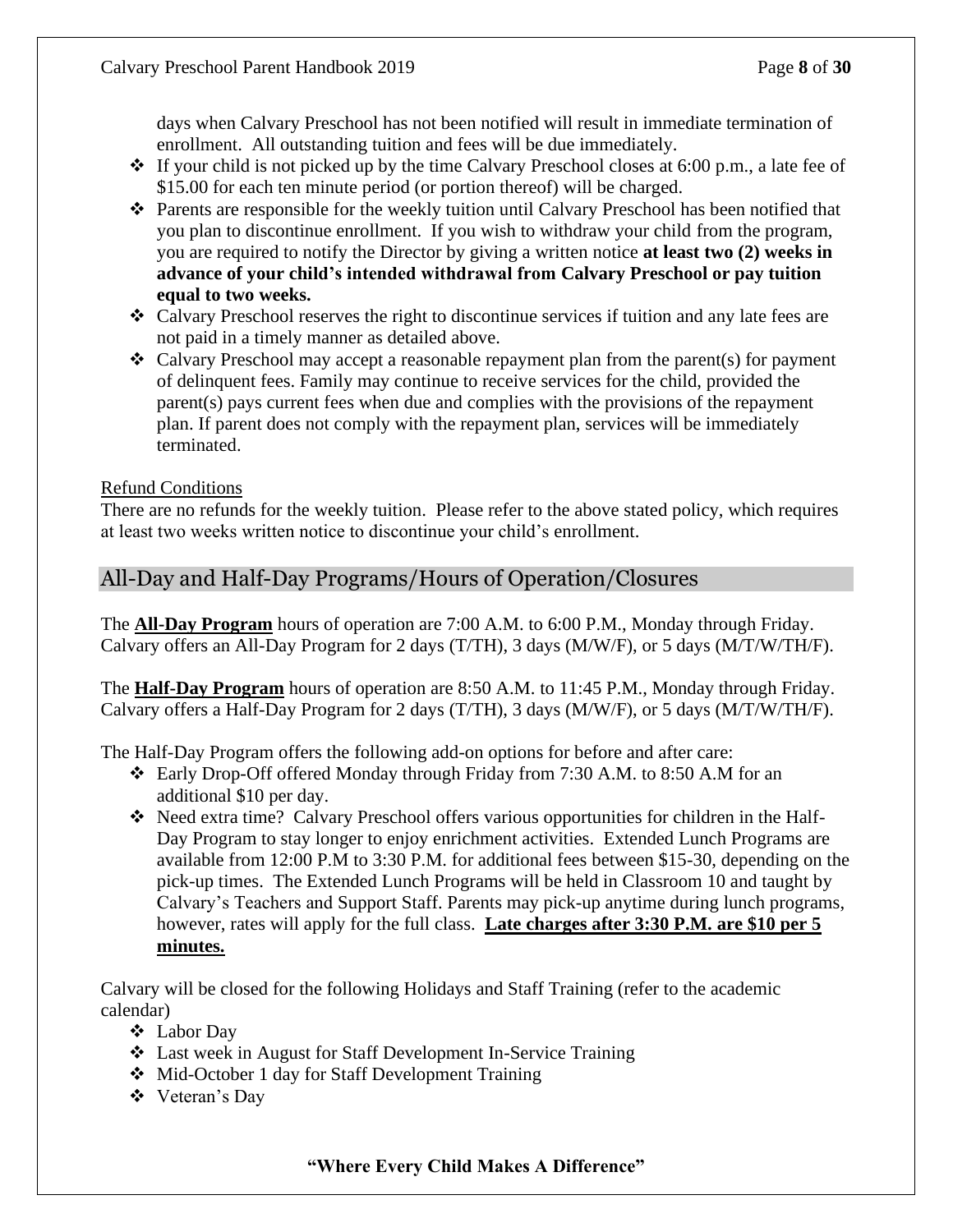days when Calvary Preschool has not been notified will result in immediate termination of enrollment. All outstanding tuition and fees will be due immediately.

- If your child is not picked up by the time Calvary Preschool closes at 6:00 p.m., a late fee of $15.00 for each ten minute period (or portion thereof) will be charged.
- Parents are responsible for the weekly tuition until Calvary Preschool has been notified that you plan to discontinue enrollment. If you wish to withdraw your child from the program, you are required to notify the Director by giving a written notice **at least two (2) weeks in advance of your child's intended withdrawal from Calvary Preschool or pay tuition equal to two weeks.**
- Calvary Preschool reserves the right to discontinue services if tuition and any late fees are not paid in a timely manner as detailed above.
- Calvary Preschool may accept a reasonable repayment plan from the parent(s) for payment of delinquent fees. Family may continue to receive services for the child, provided the parent(s) pays current fees when due and complies with the provisions of the repayment plan. If parent does not comply with the repayment plan, services will be immediately terminated.

<u>Refund Conditions</u>

There are no refunds for the weekly tuition. Please refer to the above stated policy, which requires at least two weeks written notice to discontinue your child's enrollment.

## All-Day and Half-Day Programs/Hours of Operation/Closures

The **<u>All-Day Program</u>** hours of operation are 7:00 A.M. to 6:00 P.M., Monday through Friday. Calvary offers an All-Day Program for 2 days (T/TH), 3 days (M/W/F), or 5 days (M/T/W/TH/F).

The **<u>Half-Day Program</u>** hours of operation are 8:50 A.M. to 11:45 P.M., Monday through Friday. Calvary offers a Half-Day Program for 2 days (T/TH), 3 days (M/W/F), or 5 days (M/T/W/TH/F).

The Half-Day Program offers the following add-on options for before and after care:

- Early Drop-Off offered Monday through Friday from 7:30 A.M. to 8:50 A.M for an additional $10 per day.
- Need extra time? Calvary Preschool offers various opportunities for children in the Half-Day Program to stay longer to enjoy enrichment activities. Extended Lunch Programs are available from 12:00 P.M to 3:30 P.M. for additional fees between $15-30, depending on the pick-up times. The Extended Lunch Programs will be held in Classroom 10 and taught by Calvary's Teachers and Support Staff. Parents may pick-up anytime during lunch programs, however, rates will apply for the full class. **<u>Late charges after 3:30 P.M. are $10 per 5 minutes.</u>**

Calvary will be closed for the following Holidays and Staff Training (refer to the academic calendar)

- Labor Day
- Last week in August for Staff Development In-Service Training
- Mid-October 1 day for Staff Development Training
- Veteran's Day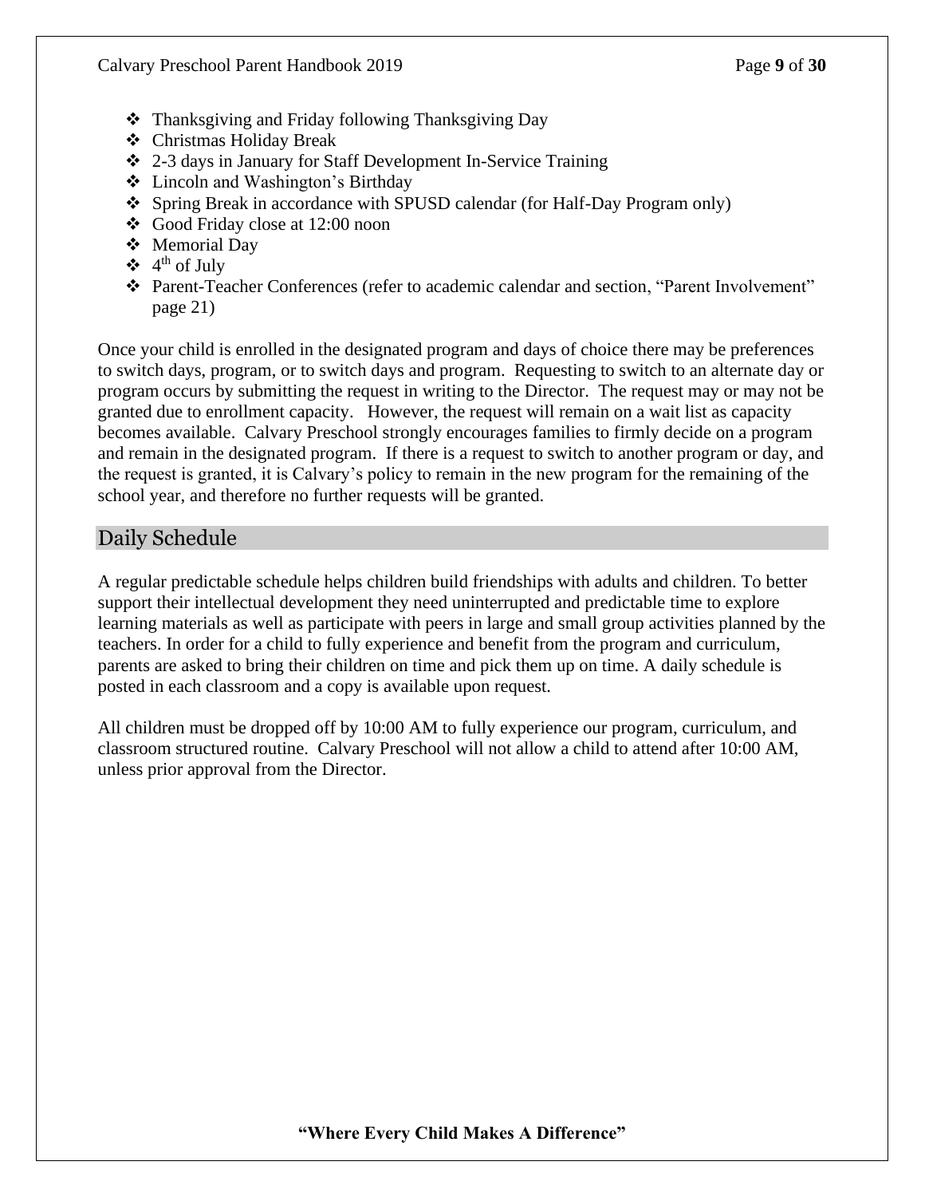- Thanksgiving and Friday following Thanksgiving Day
- Christmas Holiday Break
- 2-3 days in January for Staff Development In-Service Training
- Lincoln and Washington's Birthday
- Spring Break in accordance with SPUSD calendar (for Half-Day Program only)
- Good Friday close at 12:00 noon
- Memorial Day
- 4th of July
- Parent-Teacher Conferences (refer to academic calendar and section, "Parent Involvement" page 21)

Once your child is enrolled in the designated program and days of choice there may be preferences to switch days, program, or to switch days and program. Requesting to switch to an alternate day or program occurs by submitting the request in writing to the Director. The request may or may not be granted due to enrollment capacity. However, the request will remain on a wait list as capacity becomes available. Calvary Preschool strongly encourages families to firmly decide on a program and remain in the designated program. If there is a request to switch to another program or day, and the request is granted, it is Calvary's policy to remain in the new program for the remaining of the school year, and therefore no further requests will be granted.

## Daily Schedule

A regular predictable schedule helps children build friendships with adults and children. To better support their intellectual development they need uninterrupted and predictable time to explore learning materials as well as participate with peers in large and small group activities planned by the teachers. In order for a child to fully experience and benefit from the program and curriculum, parents are asked to bring their children on time and pick them up on time. A daily schedule is posted in each classroom and a copy is available upon request.

All children must be dropped off by 10:00 AM to fully experience our program, curriculum, and classroom structured routine. Calvary Preschool will not allow a child to attend after 10:00 AM, unless prior approval from the Director.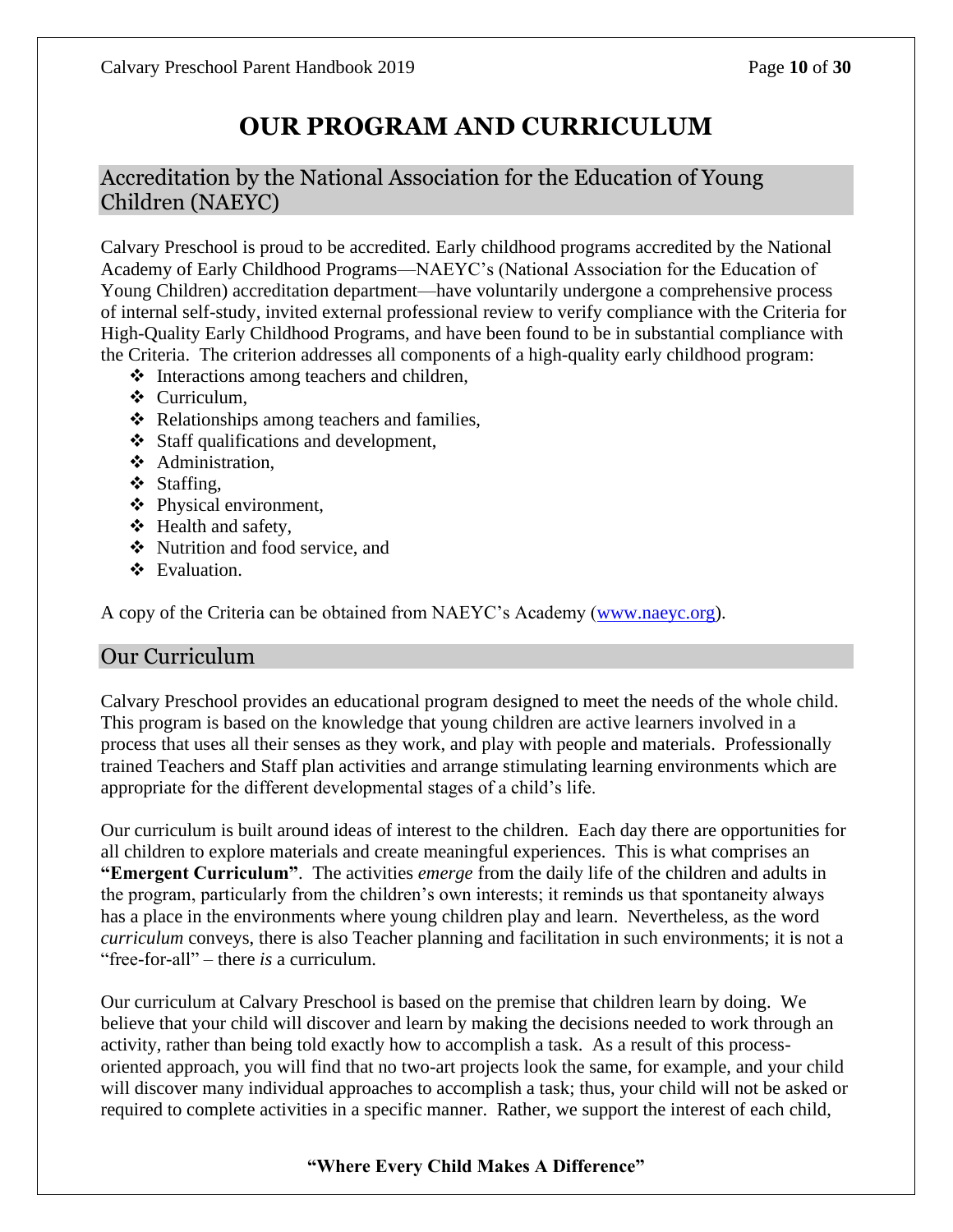# OUR PROGRAM AND CURRICULUM

## Accreditation by the National Association for the Education of Young Children (NAEYC)

Calvary Preschool is proud to be accredited. Early childhood programs accredited by the National Academy of Early Childhood Programs—NAEYC's (National Association for the Education of Young Children) accreditation department—have voluntarily undergone a comprehensive process of internal self-study, invited external professional review to verify compliance with the Criteria for High-Quality Early Childhood Programs, and have been found to be in substantial compliance with the Criteria. The criterion addresses all components of a high-quality early childhood program:

- Interactions among teachers and children,
- Curriculum,
- Relationships among teachers and families,
- Staff qualifications and development,
- Administration,
- Staffing,
- Physical environment,
- Health and safety,
- Nutrition and food service, and
- Evaluation.

A copy of the Criteria can be obtained from NAEYC's Academy ([www.naeyc.org](www.naeyc.org)).

## Our Curriculum

Calvary Preschool provides an educational program designed to meet the needs of the whole child. This program is based on the knowledge that young children are active learners involved in a process that uses all their senses as they work, and play with people and materials. Professionally trained Teachers and Staff plan activities and arrange stimulating learning environments which are appropriate for the different developmental stages of a child's life.

Our curriculum is built around ideas of interest to the children. Each day there are opportunities for all children to explore materials and create meaningful experiences. This is what comprises an **"Emergent Curriculum"**. The activities *emerge* from the daily life of the children and adults in the program, particularly from the children's own interests; it reminds us that spontaneity always has a place in the environments where young children play and learn. Nevertheless, as the word *curriculum* conveys, there is also Teacher planning and facilitation in such environments; it is not a "free-for-all" – there *is* a curriculum.

Our curriculum at Calvary Preschool is based on the premise that children learn by doing. We believe that your child will discover and learn by making the decisions needed to work through an activity, rather than being told exactly how to accomplish a task. As a result of this process-oriented approach, you will find that no two-art projects look the same, for example, and your child will discover many individual approaches to accomplish a task; thus, your child will not be asked or required to complete activities in a specific manner. Rather, we support the interest of each child,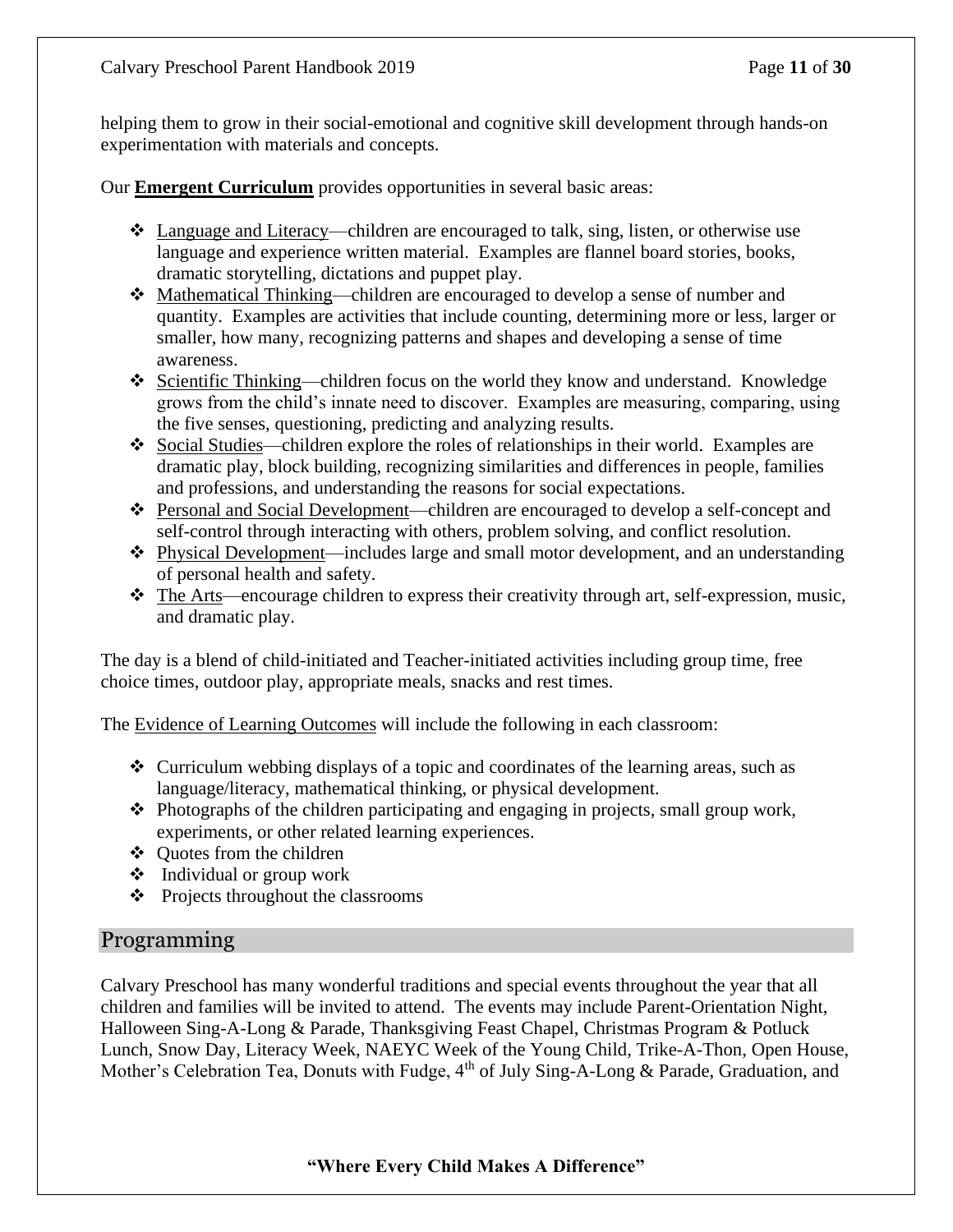helping them to grow in their social-emotional and cognitive skill development through hands-on experimentation with materials and concepts.

Our **Emergent Curriculum** provides opportunities in several basic areas:

- Language and Literacy—children are encouraged to talk, sing, listen, or otherwise use language and experience written material. Examples are flannel board stories, books, dramatic storytelling, dictations and puppet play.
- Mathematical Thinking—children are encouraged to develop a sense of number and quantity. Examples are activities that include counting, determining more or less, larger or smaller, how many, recognizing patterns and shapes and developing a sense of time awareness.
- Scientific Thinking—children focus on the world they know and understand. Knowledge grows from the child's innate need to discover. Examples are measuring, comparing, using the five senses, questioning, predicting and analyzing results.
- Social Studies—children explore the roles of relationships in their world. Examples are dramatic play, block building, recognizing similarities and differences in people, families and professions, and understanding the reasons for social expectations.
- Personal and Social Development—children are encouraged to develop a self-concept and self-control through interacting with others, problem solving, and conflict resolution.
- Physical Development—includes large and small motor development, and an understanding of personal health and safety.
- The Arts—encourage children to express their creativity through art, self-expression, music, and dramatic play.

The day is a blend of child-initiated and Teacher-initiated activities including group time, free choice times, outdoor play, appropriate meals, snacks and rest times.

The Evidence of Learning Outcomes will include the following in each classroom:

- Curriculum webbing displays of a topic and coordinates of the learning areas, such as language/literacy, mathematical thinking, or physical development.
- Photographs of the children participating and engaging in projects, small group work, experiments, or other related learning experiences.
- Quotes from the children
- Individual or group work
- Projects throughout the classrooms

## Programming

Calvary Preschool has many wonderful traditions and special events throughout the year that all children and families will be invited to attend. The events may include Parent-Orientation Night, Halloween Sing-A-Long & Parade, Thanksgiving Feast Chapel, Christmas Program & Potluck Lunch, Snow Day, Literacy Week, NAEYC Week of the Young Child, Trike-A-Thon, Open House, Mother's Celebration Tea, Donuts with Fudge, 4th of July Sing-A-Long & Parade, Graduation, and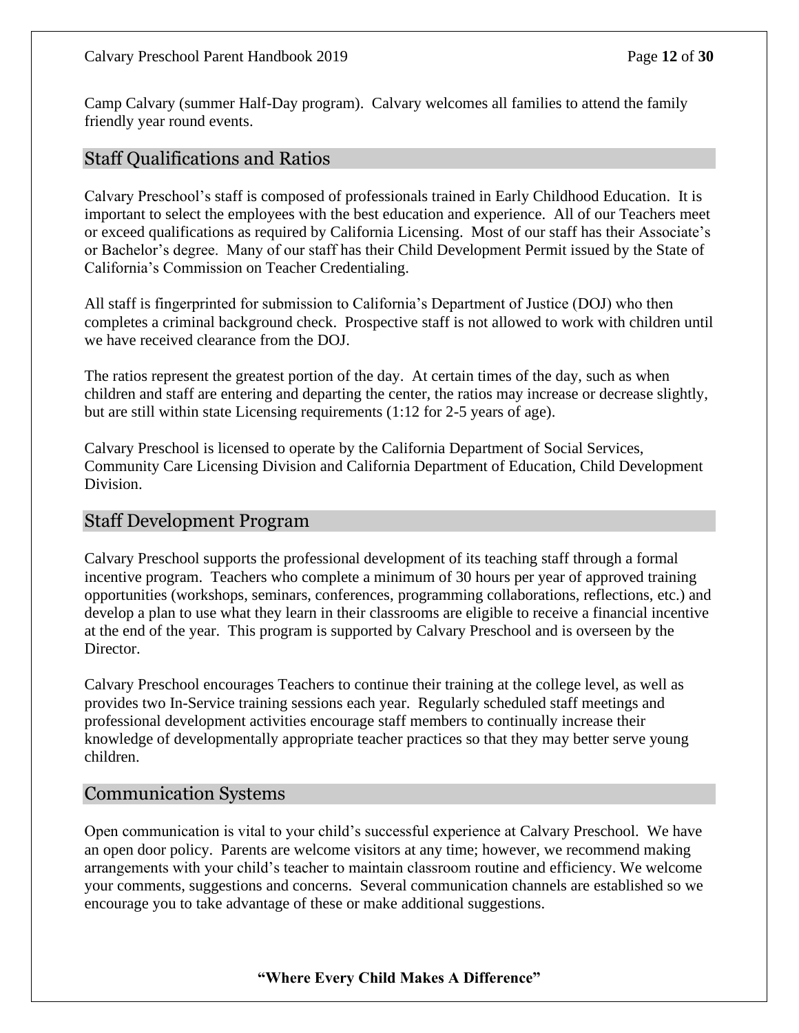Camp Calvary (summer Half-Day program). Calvary welcomes all families to attend the family friendly year round events.

## Staff Qualifications and Ratios

Calvary Preschool's staff is composed of professionals trained in Early Childhood Education. It is important to select the employees with the best education and experience. All of our Teachers meet or exceed qualifications as required by California Licensing. Most of our staff has their Associate's or Bachelor's degree. Many of our staff has their Child Development Permit issued by the State of California's Commission on Teacher Credentialing.

All staff is fingerprinted for submission to California's Department of Justice (DOJ) who then completes a criminal background check. Prospective staff is not allowed to work with children until we have received clearance from the DOJ.

The ratios represent the greatest portion of the day. At certain times of the day, such as when children and staff are entering and departing the center, the ratios may increase or decrease slightly, but are still within state Licensing requirements (1:12 for 2-5 years of age).

Calvary Preschool is licensed to operate by the California Department of Social Services, Community Care Licensing Division and California Department of Education, Child Development Division.

## Staff Development Program

Calvary Preschool supports the professional development of its teaching staff through a formal incentive program. Teachers who complete a minimum of 30 hours per year of approved training opportunities (workshops, seminars, conferences, programming collaborations, reflections, etc.) and develop a plan to use what they learn in their classrooms are eligible to receive a financial incentive at the end of the year. This program is supported by Calvary Preschool and is overseen by the Director.

Calvary Preschool encourages Teachers to continue their training at the college level, as well as provides two In-Service training sessions each year. Regularly scheduled staff meetings and professional development activities encourage staff members to continually increase their knowledge of developmentally appropriate teacher practices so that they may better serve young children.

## Communication Systems

Open communication is vital to your child's successful experience at Calvary Preschool. We have an open door policy. Parents are welcome visitors at any time; however, we recommend making arrangements with your child's teacher to maintain classroom routine and efficiency. We welcome your comments, suggestions and concerns. Several communication channels are established so we encourage you to take advantage of these or make additional suggestions.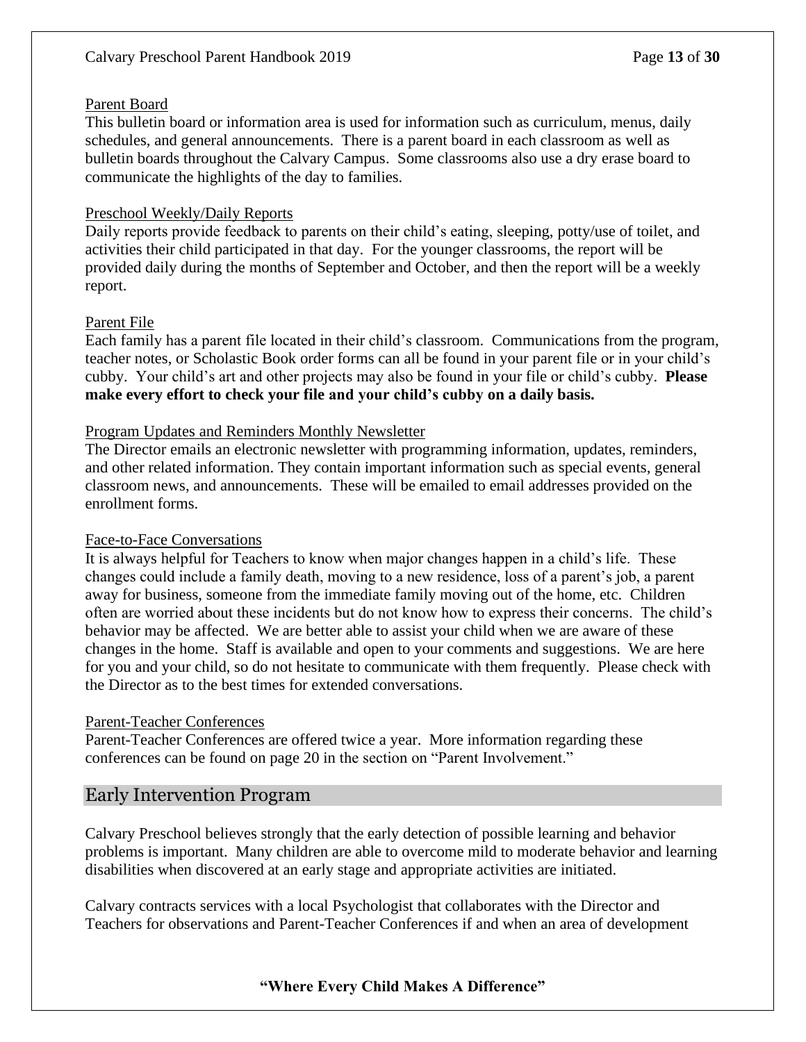### Parent Board

This bulletin board or information area is used for information such as curriculum, menus, daily schedules, and general announcements. There is a parent board in each classroom as well as bulletin boards throughout the Calvary Campus. Some classrooms also use a dry erase board to communicate the highlights of the day to families.

### Preschool Weekly/Daily Reports

Daily reports provide feedback to parents on their child's eating, sleeping, potty/use of toilet, and activities their child participated in that day. For the younger classrooms, the report will be provided daily during the months of September and October, and then the report will be a weekly report.

### Parent File

Each family has a parent file located in their child's classroom. Communications from the program, teacher notes, or Scholastic Book order forms can all be found in your parent file or in your child's cubby. Your child's art and other projects may also be found in your file or child's cubby. **Please make every effort to check your file and your child's cubby on a daily basis.**

### Program Updates and Reminders Monthly Newsletter

The Director emails an electronic newsletter with programming information, updates, reminders, and other related information. They contain important information such as special events, general classroom news, and announcements. These will be emailed to email addresses provided on the enrollment forms.

### Face-to-Face Conversations

It is always helpful for Teachers to know when major changes happen in a child's life. These changes could include a family death, moving to a new residence, loss of a parent's job, a parent away for business, someone from the immediate family moving out of the home, etc. Children often are worried about these incidents but do not know how to express their concerns. The child's behavior may be affected. We are better able to assist your child when we are aware of these changes in the home. Staff is available and open to your comments and suggestions. We are here for you and your child, so do not hesitate to communicate with them frequently. Please check with the Director as to the best times for extended conversations.

### Parent-Teacher Conferences

Parent-Teacher Conferences are offered twice a year. More information regarding these conferences can be found on page 20 in the section on "Parent Involvement."

## Early Intervention Program

Calvary Preschool believes strongly that the early detection of possible learning and behavior problems is important. Many children are able to overcome mild to moderate behavior and learning disabilities when discovered at an early stage and appropriate activities are initiated.

Calvary contracts services with a local Psychologist that collaborates with the Director and Teachers for observations and Parent-Teacher Conferences if and when an area of development

**"Where Every Child Makes A Difference"**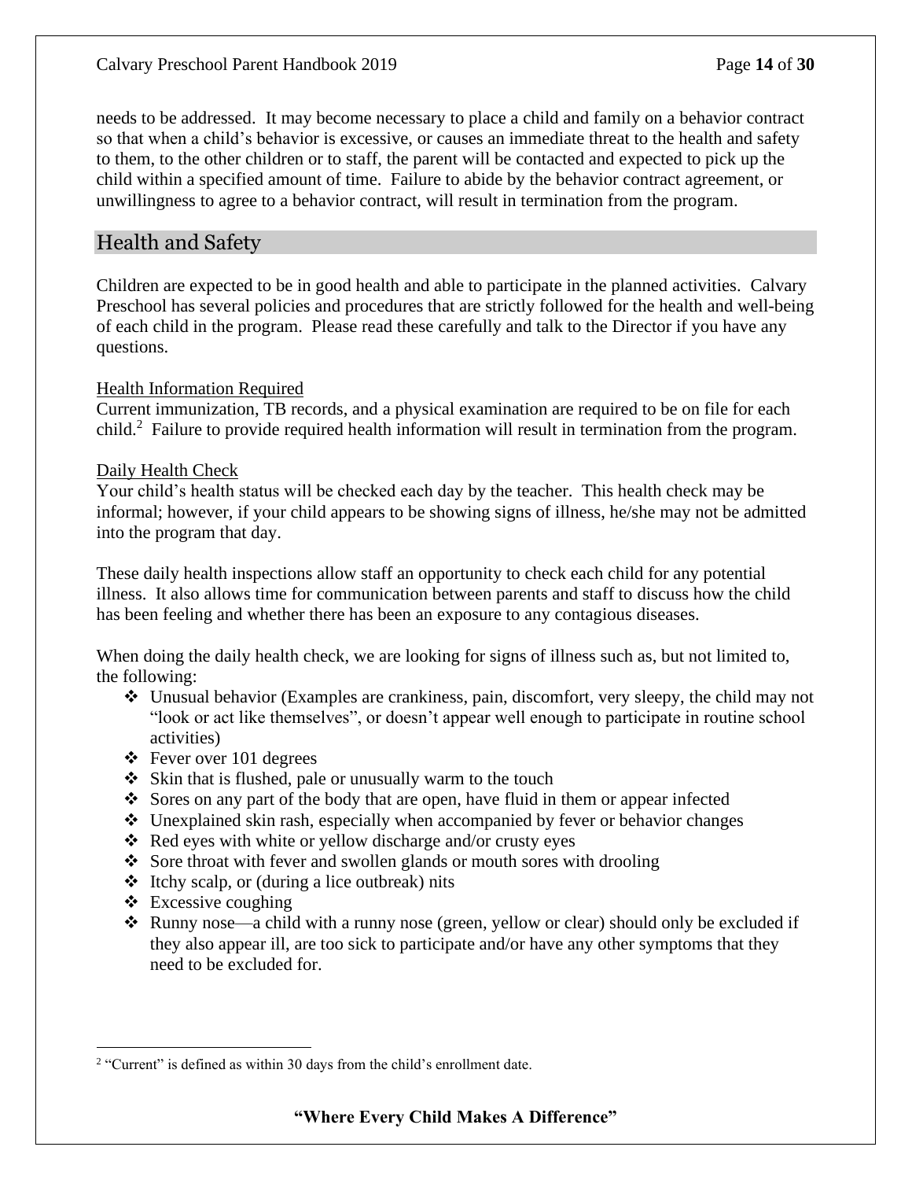needs to be addressed. It may become necessary to place a child and family on a behavior contract so that when a child's behavior is excessive, or causes an immediate threat to the health and safety to them, to the other children or to staff, the parent will be contacted and expected to pick up the child within a specified amount of time. Failure to abide by the behavior contract agreement, or unwillingness to agree to a behavior contract, will result in termination from the program.

## Health and Safety

Children are expected to be in good health and able to participate in the planned activities. Calvary Preschool has several policies and procedures that are strictly followed for the health and well-being of each child in the program. Please read these carefully and talk to the Director if you have any questions.

### Health Information Required

Current immunization, TB records, and a physical examination are required to be on file for each child.[2] Failure to provide required health information will result in termination from the program.

### Daily Health Check

Your child's health status will be checked each day by the teacher. This health check may be informal; however, if your child appears to be showing signs of illness, he/she may not be admitted into the program that day.

These daily health inspections allow staff an opportunity to check each child for any potential illness. It also allows time for communication between parents and staff to discuss how the child has been feeling and whether there has been an exposure to any contagious diseases.

When doing the daily health check, we are looking for signs of illness such as, but not limited to, the following:

- Unusual behavior (Examples are crankiness, pain, discomfort, very sleepy, the child may not "look or act like themselves", or doesn't appear well enough to participate in routine school activities)
- Fever over 101 degrees
- Skin that is flushed, pale or unusually warm to the touch
- Sores on any part of the body that are open, have fluid in them or appear infected
- Unexplained skin rash, especially when accompanied by fever or behavior changes
- Red eyes with white or yellow discharge and/or crusty eyes
- Sore throat with fever and swollen glands or mouth sores with drooling
- Itchy scalp, or (during a lice outbreak) nits
- Excessive coughing
- Runny nose—a child with a runny nose (green, yellow or clear) should only be excluded if they also appear ill, are too sick to participate and/or have any other symptoms that they need to be excluded for.

[2] "Current" is defined as within 30 days from the child's enrollment date.

**"Where Every Child Makes A Difference"**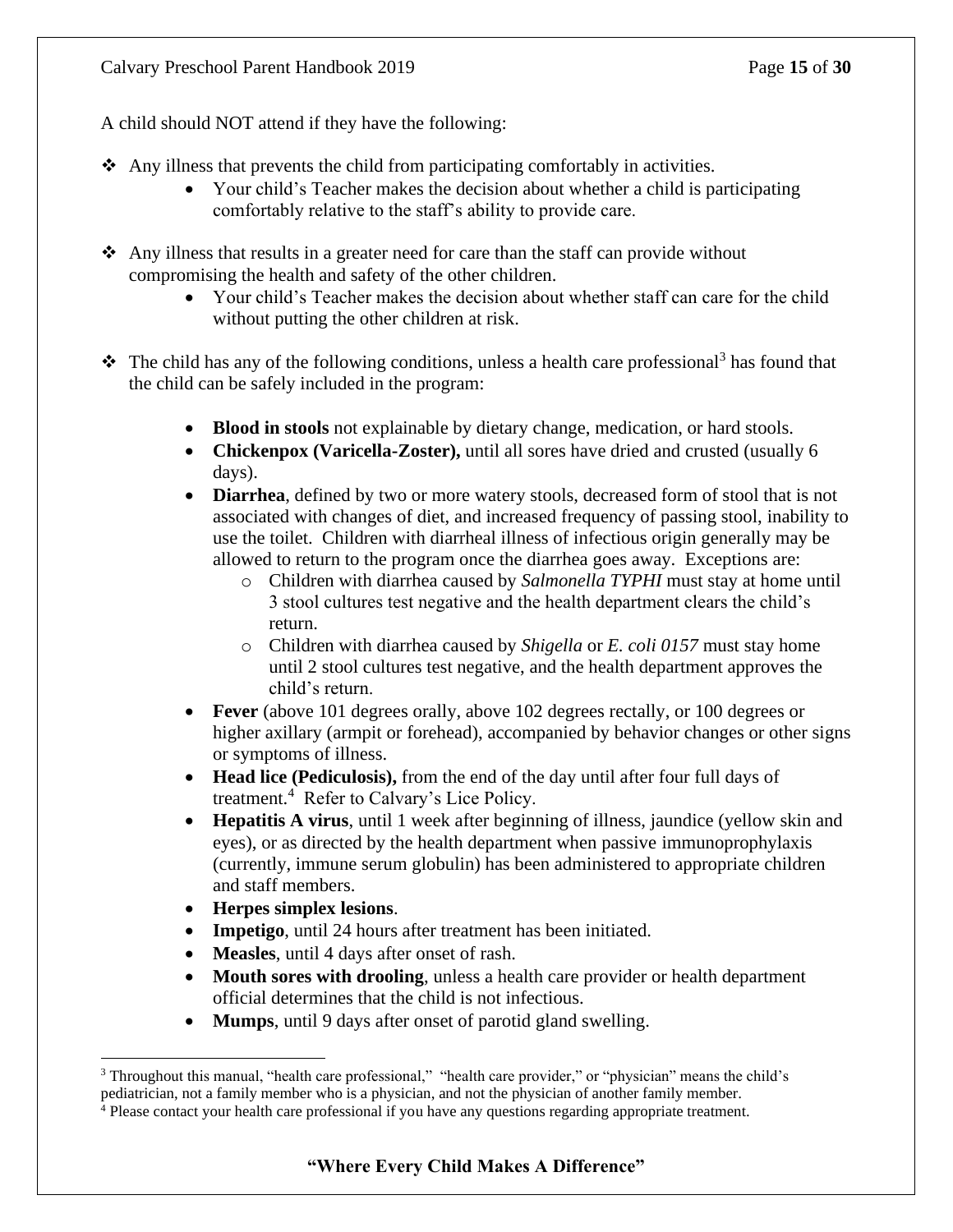A child should NOT attend if they have the following:

- Any illness that prevents the child from participating comfortably in activities.
    - Your child's Teacher makes the decision about whether a child is participating comfortably relative to the staff's ability to provide care.

- Any illness that results in a greater need for care than the staff can provide without compromising the health and safety of the other children.
    - Your child's Teacher makes the decision about whether staff can care for the child without putting the other children at risk.

- The child has any of the following conditions, unless a health care professional[3] has found that the child can be safely included in the program:
    - **Blood in stools** not explainable by dietary change, medication, or hard stools.
    - **Chickenpox (Varicella-Zoster),** until all sores have dried and crusted (usually 6 days).
    - **Diarrhea**, defined by two or more watery stools, decreased form of stool that is not associated with changes of diet, and increased frequency of passing stool, inability to use the toilet. Children with diarrheal illness of infectious origin generally may be allowed to return to the program once the diarrhea goes away. Exceptions are:
        - Children with diarrhea caused by *Salmonella TYPHI* must stay at home until 3 stool cultures test negative and the health department clears the child's return.
        - Children with diarrhea caused by *Shigella* or *E. coli 0157* must stay home until 2 stool cultures test negative, and the health department approves the child's return.
    - **Fever** (above 101 degrees orally, above 102 degrees rectally, or 100 degrees or higher axillary (armpit or forehead), accompanied by behavior changes or other signs or symptoms of illness.
    - **Head lice (Pediculosis),** from the end of the day until after four full days of treatment.[4] Refer to Calvary's Lice Policy.
    - **Hepatitis A virus**, until 1 week after beginning of illness, jaundice (yellow skin and eyes), or as directed by the health department when passive immunoprophylaxis (currently, immune serum globulin) has been administered to appropriate children and staff members.
    - **Herpes simplex lesions**.
    - **Impetigo**, until 24 hours after treatment has been initiated.
    - **Measles**, until 4 days after onset of rash.
    - **Mouth sores with drooling**, unless a health care provider or health department official determines that the child is not infectious.
    - **Mumps**, until 9 days after onset of parotid gland swelling.

---

[3] Throughout this manual, "health care professional," "health care provider," or "physician" means the child's pediatrician, not a family member who is a physician, and not the physician of another family member.

[4] Please contact your health care professional if you have any questions regarding appropriate treatment.

**"Where Every Child Makes A Difference"**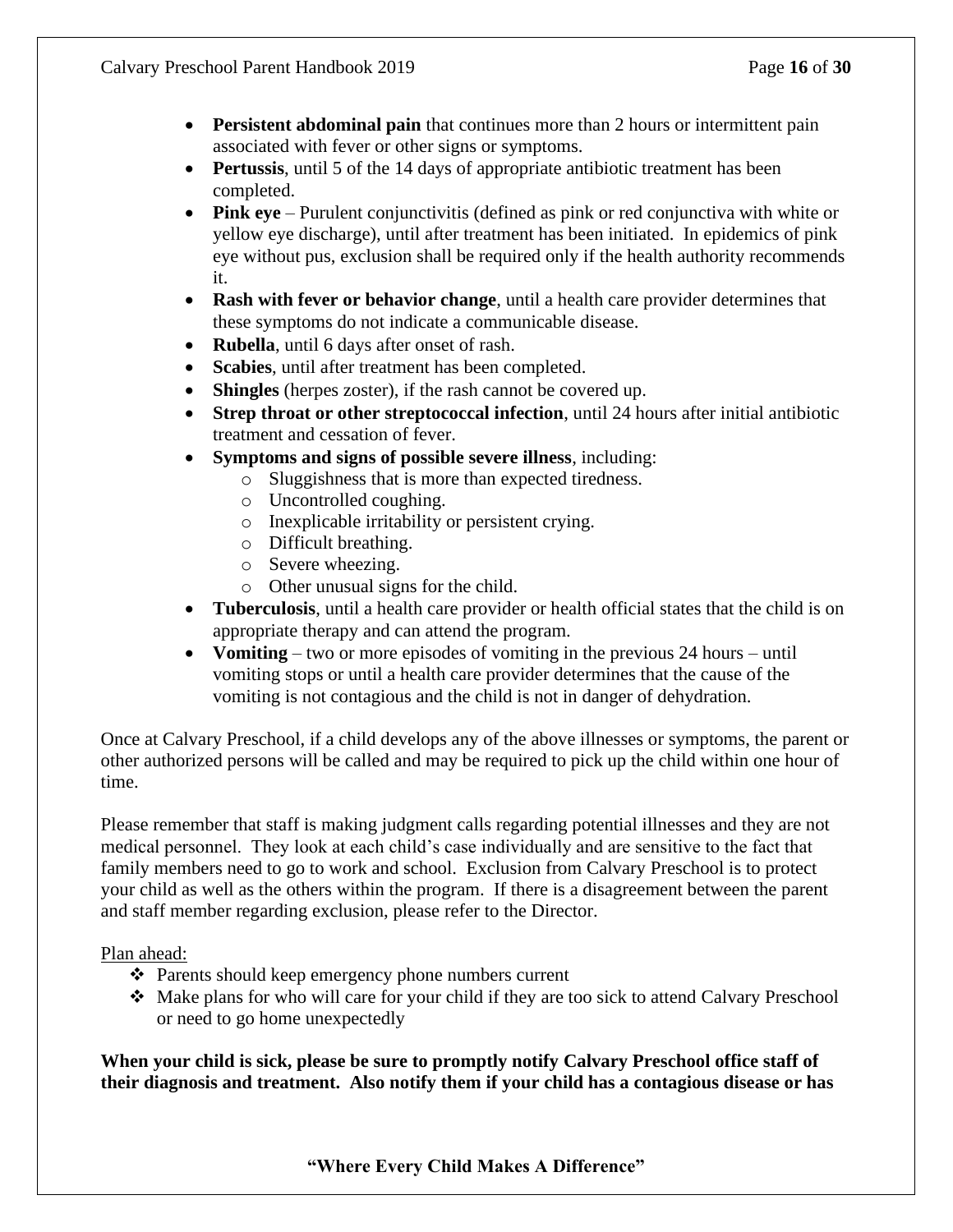- **Persistent abdominal pain** that continues more than 2 hours or intermittent pain associated with fever or other signs or symptoms.
- **Pertussis**, until 5 of the 14 days of appropriate antibiotic treatment has been completed.
- **Pink eye** – Purulent conjunctivitis (defined as pink or red conjunctiva with white or yellow eye discharge), until after treatment has been initiated. In epidemics of pink eye without pus, exclusion shall be required only if the health authority recommends it.
- **Rash with fever or behavior change**, until a health care provider determines that these symptoms do not indicate a communicable disease.
- **Rubella**, until 6 days after onset of rash.
- **Scabies**, until after treatment has been completed.
- **Shingles** (herpes zoster), if the rash cannot be covered up.
- **Strep throat or other streptococcal infection**, until 24 hours after initial antibiotic treatment and cessation of fever.
- **Symptoms and signs of possible severe illness**, including:
  - Sluggishness that is more than expected tiredness.
  - Uncontrolled coughing.
  - Inexplicable irritability or persistent crying.
  - Difficult breathing.
  - Severe wheezing.
  - Other unusual signs for the child.
- **Tuberculosis**, until a health care provider or health official states that the child is on appropriate therapy and can attend the program.
- **Vomiting** – two or more episodes of vomiting in the previous 24 hours – until vomiting stops or until a health care provider determines that the cause of the vomiting is not contagious and the child is not in danger of dehydration.

Once at Calvary Preschool, if a child develops any of the above illnesses or symptoms, the parent or other authorized persons will be called and may be required to pick up the child within one hour of time.

Please remember that staff is making judgment calls regarding potential illnesses and they are not medical personnel. They look at each child's case individually and are sensitive to the fact that family members need to go to work and school. Exclusion from Calvary Preschool is to protect your child as well as the others within the program. If there is a disagreement between the parent and staff member regarding exclusion, please refer to the Director.

Plan ahead:

- Parents should keep emergency phone numbers current
- Make plans for who will care for your child if they are too sick to attend Calvary Preschool or need to go home unexpectedly

**When your child is sick, please be sure to promptly notify Calvary Preschool office staff of their diagnosis and treatment. Also notify them if your child has a contagious disease or has**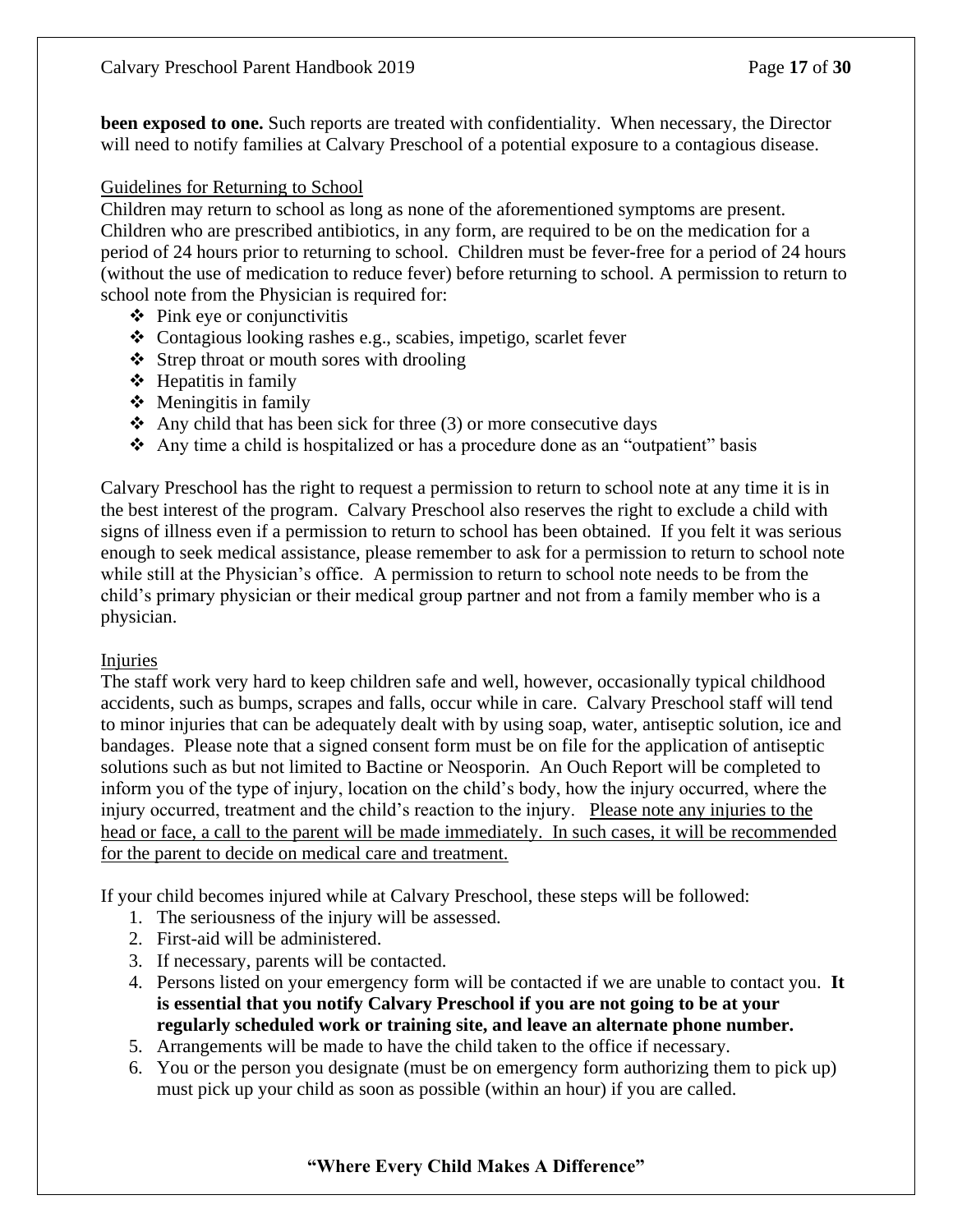**been exposed to one.** Such reports are treated with confidentiality. When necessary, the Director will need to notify families at Calvary Preschool of a potential exposure to a contagious disease.

<u>Guidelines for Returning to School</u>

Children may return to school as long as none of the aforementioned symptoms are present. Children who are prescribed antibiotics, in any form, are required to be on the medication for a period of 24 hours prior to returning to school. Children must be fever-free for a period of 24 hours (without the use of medication to reduce fever) before returning to school. A permission to return to school note from the Physician is required for:

- Pink eye or conjunctivitis
- Contagious looking rashes e.g., scabies, impetigo, scarlet fever
- Strep throat or mouth sores with drooling
- Hepatitis in family
- Meningitis in family
- Any child that has been sick for three (3) or more consecutive days
- Any time a child is hospitalized or has a procedure done as an "outpatient" basis

Calvary Preschool has the right to request a permission to return to school note at any time it is in the best interest of the program. Calvary Preschool also reserves the right to exclude a child with signs of illness even if a permission to return to school has been obtained. If you felt it was serious enough to seek medical assistance, please remember to ask for a permission to return to school note while still at the Physician's office. A permission to return to school note needs to be from the child's primary physician or their medical group partner and not from a family member who is a physician.

<u>Injuries</u>

The staff work very hard to keep children safe and well, however, occasionally typical childhood accidents, such as bumps, scrapes and falls, occur while in care. Calvary Preschool staff will tend to minor injuries that can be adequately dealt with by using soap, water, antiseptic solution, ice and bandages. Please note that a signed consent form must be on file for the application of antiseptic solutions such as but not limited to Bactine or Neosporin. An Ouch Report will be completed to inform you of the type of injury, location on the child's body, how the injury occurred, where the injury occurred, treatment and the child's reaction to the injury. <u>Please note any injuries to the head or face, a call to the parent will be made immediately. In such cases, it will be recommended for the parent to decide on medical care and treatment.</u>

If your child becomes injured while at Calvary Preschool, these steps will be followed:

1. The seriousness of the injury will be assessed.
2. First-aid will be administered.
3. If necessary, parents will be contacted.
4. Persons listed on your emergency form will be contacted if we are unable to contact you. **It is essential that you notify Calvary Preschool if you are not going to be at your regularly scheduled work or training site, and leave an alternate phone number.**
5. Arrangements will be made to have the child taken to the office if necessary.
6. You or the person you designate (must be on emergency form authorizing them to pick up) must pick up your child as soon as possible (within an hour) if you are called.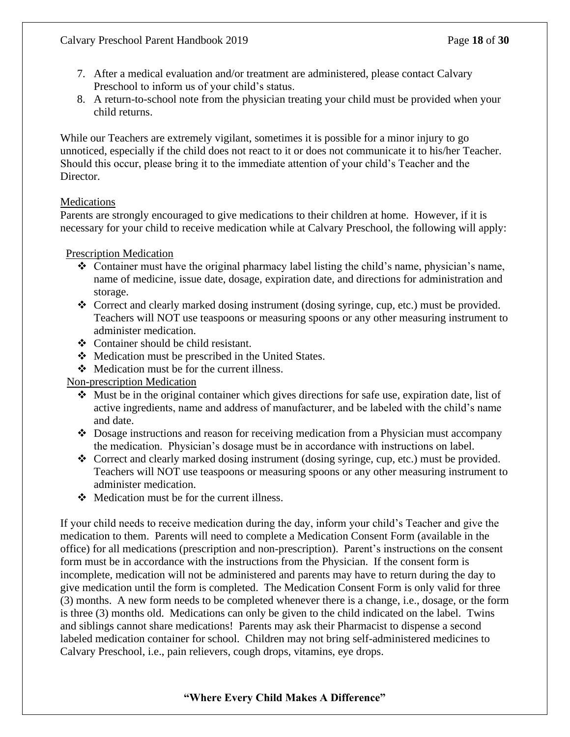7. After a medical evaluation and/or treatment are administered, please contact Calvary Preschool to inform us of your child's status.
8. A return-to-school note from the physician treating your child must be provided when your child returns.

While our Teachers are extremely vigilant, sometimes it is possible for a minor injury to go unnoticed, especially if the child does not react to it or does not communicate it to his/her Teacher. Should this occur, please bring it to the immediate attention of your child's Teacher and the Director.

<u>Medications</u>

Parents are strongly encouraged to give medications to their children at home. However, if it is necessary for your child to receive medication while at Calvary Preschool, the following will apply:

<u>Prescription Medication</u>

- Container must have the original pharmacy label listing the child's name, physician's name, name of medicine, issue date, dosage, expiration date, and directions for administration and storage.
- Correct and clearly marked dosing instrument (dosing syringe, cup, etc.) must be provided. Teachers will NOT use teaspoons or measuring spoons or any other measuring instrument to administer medication.
- Container should be child resistant.
- Medication must be prescribed in the United States.
- Medication must be for the current illness.

<u>Non-prescription Medication</u>

- Must be in the original container which gives directions for safe use, expiration date, list of active ingredients, name and address of manufacturer, and be labeled with the child's name and date.
- Dosage instructions and reason for receiving medication from a Physician must accompany the medication. Physician's dosage must be in accordance with instructions on label.
- Correct and clearly marked dosing instrument (dosing syringe, cup, etc.) must be provided. Teachers will NOT use teaspoons or measuring spoons or any other measuring instrument to administer medication.
- Medication must be for the current illness.

If your child needs to receive medication during the day, inform your child's Teacher and give the medication to them. Parents will need to complete a Medication Consent Form (available in the office) for all medications (prescription and non-prescription). Parent's instructions on the consent form must be in accordance with the instructions from the Physician. If the consent form is incomplete, medication will not be administered and parents may have to return during the day to give medication until the form is completed. The Medication Consent Form is only valid for three (3) months. A new form needs to be completed whenever there is a change, i.e., dosage, or the form is three (3) months old. Medications can only be given to the child indicated on the label. Twins and siblings cannot share medications! Parents may ask their Pharmacist to dispense a second labeled medication container for school. Children may not bring self-administered medicines to Calvary Preschool, i.e., pain relievers, cough drops, vitamins, eye drops.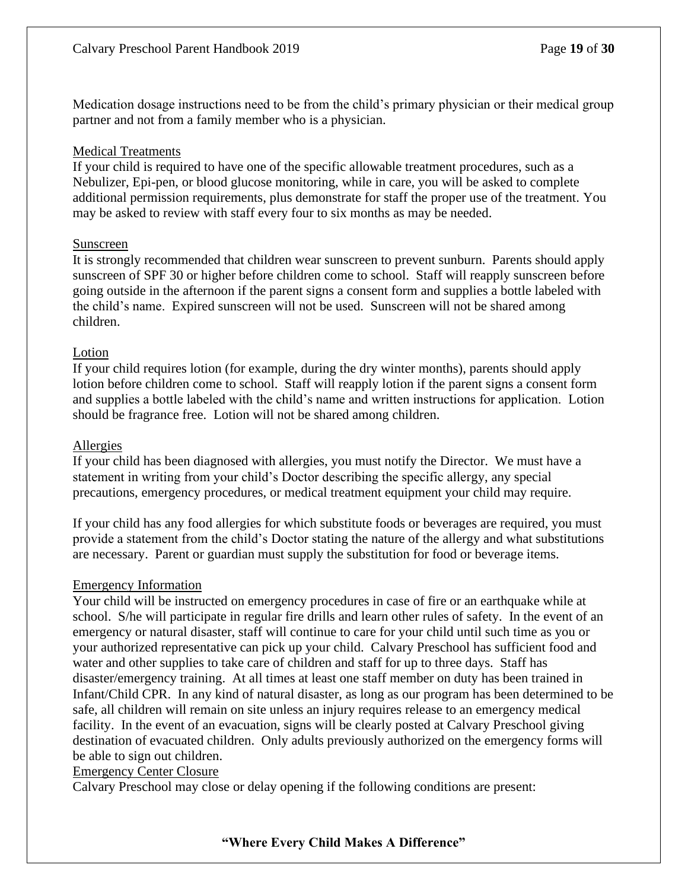Medication dosage instructions need to be from the child's primary physician or their medical group partner and not from a family member who is a physician.

## Medical Treatments

If your child is required to have one of the specific allowable treatment procedures, such as a Nebulizer, Epi-pen, or blood glucose monitoring, while in care, you will be asked to complete additional permission requirements, plus demonstrate for staff the proper use of the treatment. You may be asked to review with staff every four to six months as may be needed.

## Sunscreen

It is strongly recommended that children wear sunscreen to prevent sunburn. Parents should apply sunscreen of SPF 30 or higher before children come to school. Staff will reapply sunscreen before going outside in the afternoon if the parent signs a consent form and supplies a bottle labeled with the child's name. Expired sunscreen will not be used. Sunscreen will not be shared among children.

## Lotion

If your child requires lotion (for example, during the dry winter months), parents should apply lotion before children come to school. Staff will reapply lotion if the parent signs a consent form and supplies a bottle labeled with the child's name and written instructions for application. Lotion should be fragrance free. Lotion will not be shared among children.

## Allergies

If your child has been diagnosed with allergies, you must notify the Director. We must have a statement in writing from your child's Doctor describing the specific allergy, any special precautions, emergency procedures, or medical treatment equipment your child may require.

If your child has any food allergies for which substitute foods or beverages are required, you must provide a statement from the child's Doctor stating the nature of the allergy and what substitutions are necessary. Parent or guardian must supply the substitution for food or beverage items.

## Emergency Information

Your child will be instructed on emergency procedures in case of fire or an earthquake while at school. S/he will participate in regular fire drills and learn other rules of safety. In the event of an emergency or natural disaster, staff will continue to care for your child until such time as you or your authorized representative can pick up your child. Calvary Preschool has sufficient food and water and other supplies to take care of children and staff for up to three days. Staff has disaster/emergency training. At all times at least one staff member on duty has been trained in Infant/Child CPR. In any kind of natural disaster, as long as our program has been determined to be safe, all children will remain on site unless an injury requires release to an emergency medical facility. In the event of an evacuation, signs will be clearly posted at Calvary Preschool giving destination of evacuated children. Only adults previously authorized on the emergency forms will be able to sign out children.

## Emergency Center Closure

Calvary Preschool may close or delay opening if the following conditions are present: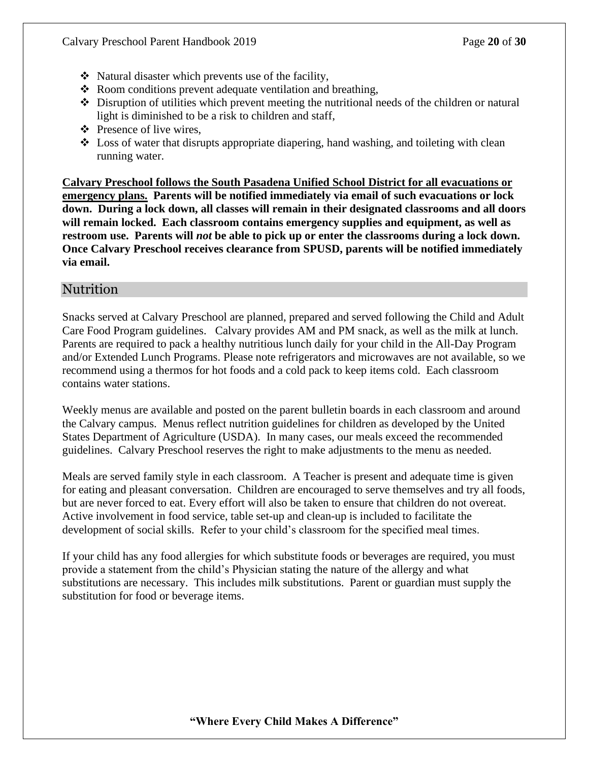- Natural disaster which prevents use of the facility,
- Room conditions prevent adequate ventilation and breathing,
- Disruption of utilities which prevent meeting the nutritional needs of the children or natural light is diminished to be a risk to children and staff,
- Presence of live wires,
- Loss of water that disrupts appropriate diapering, hand washing, and toileting with clean running water.

**<u>Calvary Preschool follows the South Pasadena Unified School District for all evacuations or emergency plans.</u> Parents will be notified immediately via email of such evacuations or lock down. During a lock down, all classes will remain in their designated classrooms and all doors will remain locked. Each classroom contains emergency supplies and equipment, as well as restroom use. Parents will *not* be able to pick up or enter the classrooms during a lock down. Once Calvary Preschool receives clearance from SPUSD, parents will be notified immediately via email.**

## Nutrition

Snacks served at Calvary Preschool are planned, prepared and served following the Child and Adult Care Food Program guidelines. Calvary provides AM and PM snack, as well as the milk at lunch. Parents are required to pack a healthy nutritious lunch daily for your child in the All-Day Program and/or Extended Lunch Programs. Please note refrigerators and microwaves are not available, so we recommend using a thermos for hot foods and a cold pack to keep items cold. Each classroom contains water stations.

Weekly menus are available and posted on the parent bulletin boards in each classroom and around the Calvary campus. Menus reflect nutrition guidelines for children as developed by the United States Department of Agriculture (USDA). In many cases, our meals exceed the recommended guidelines. Calvary Preschool reserves the right to make adjustments to the menu as needed.

Meals are served family style in each classroom. A Teacher is present and adequate time is given for eating and pleasant conversation. Children are encouraged to serve themselves and try all foods, but are never forced to eat. Every effort will also be taken to ensure that children do not overeat. Active involvement in food service, table set-up and clean-up is included to facilitate the development of social skills. Refer to your child's classroom for the specified meal times.

If your child has any food allergies for which substitute foods or beverages are required, you must provide a statement from the child's Physician stating the nature of the allergy and what substitutions are necessary. This includes milk substitutions. Parent or guardian must supply the substitution for food or beverage items.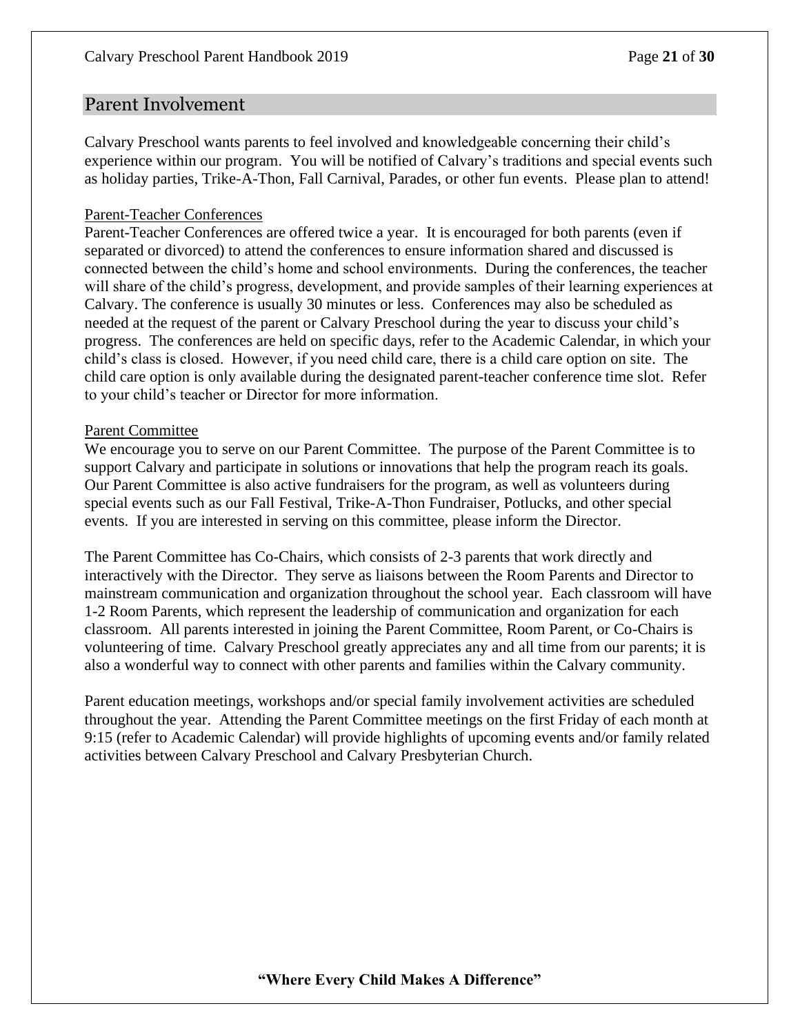## Parent Involvement

Calvary Preschool wants parents to feel involved and knowledgeable concerning their child's experience within our program. You will be notified of Calvary's traditions and special events such as holiday parties, Trike-A-Thon, Fall Carnival, Parades, or other fun events. Please plan to attend!

### Parent-Teacher Conferences

Parent-Teacher Conferences are offered twice a year. It is encouraged for both parents (even if separated or divorced) to attend the conferences to ensure information shared and discussed is connected between the child's home and school environments. During the conferences, the teacher will share of the child's progress, development, and provide samples of their learning experiences at Calvary. The conference is usually 30 minutes or less. Conferences may also be scheduled as needed at the request of the parent or Calvary Preschool during the year to discuss your child's progress. The conferences are held on specific days, refer to the Academic Calendar, in which your child's class is closed. However, if you need child care, there is a child care option on site. The child care option is only available during the designated parent-teacher conference time slot. Refer to your child's teacher or Director for more information.

### Parent Committee

We encourage you to serve on our Parent Committee. The purpose of the Parent Committee is to support Calvary and participate in solutions or innovations that help the program reach its goals. Our Parent Committee is also active fundraisers for the program, as well as volunteers during special events such as our Fall Festival, Trike-A-Thon Fundraiser, Potlucks, and other special events. If you are interested in serving on this committee, please inform the Director.

The Parent Committee has Co-Chairs, which consists of 2-3 parents that work directly and interactively with the Director. They serve as liaisons between the Room Parents and Director to mainstream communication and organization throughout the school year. Each classroom will have 1-2 Room Parents, which represent the leadership of communication and organization for each classroom. All parents interested in joining the Parent Committee, Room Parent, or Co-Chairs is volunteering of time. Calvary Preschool greatly appreciates any and all time from our parents; it is also a wonderful way to connect with other parents and families within the Calvary community.

Parent education meetings, workshops and/or special family involvement activities are scheduled throughout the year. Attending the Parent Committee meetings on the first Friday of each month at 9:15 (refer to Academic Calendar) will provide highlights of upcoming events and/or family related activities between Calvary Preschool and Calvary Presbyterian Church.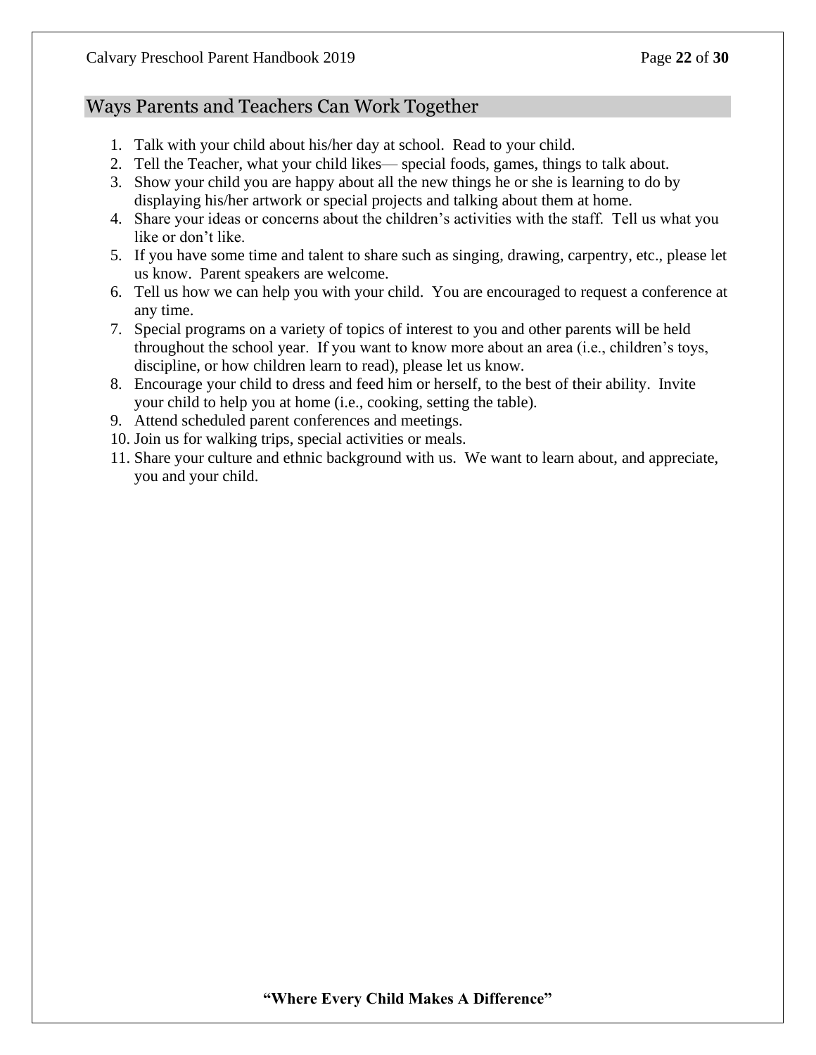## Ways Parents and Teachers Can Work Together

1. Talk with your child about his/her day at school. Read to your child.
2. Tell the Teacher, what your child likes— special foods, games, things to talk about.
3. Show your child you are happy about all the new things he or she is learning to do by displaying his/her artwork or special projects and talking about them at home.
4. Share your ideas or concerns about the children's activities with the staff. Tell us what you like or don't like.
5. If you have some time and talent to share such as singing, drawing, carpentry, etc., please let us know. Parent speakers are welcome.
6. Tell us how we can help you with your child. You are encouraged to request a conference at any time.
7. Special programs on a variety of topics of interest to you and other parents will be held throughout the school year. If you want to know more about an area (i.e., children's toys, discipline, or how children learn to read), please let us know.
8. Encourage your child to dress and feed him or herself, to the best of their ability. Invite your child to help you at home (i.e., cooking, setting the table).
9. Attend scheduled parent conferences and meetings.
10. Join us for walking trips, special activities or meals.
11. Share your culture and ethnic background with us. We want to learn about, and appreciate, you and your child.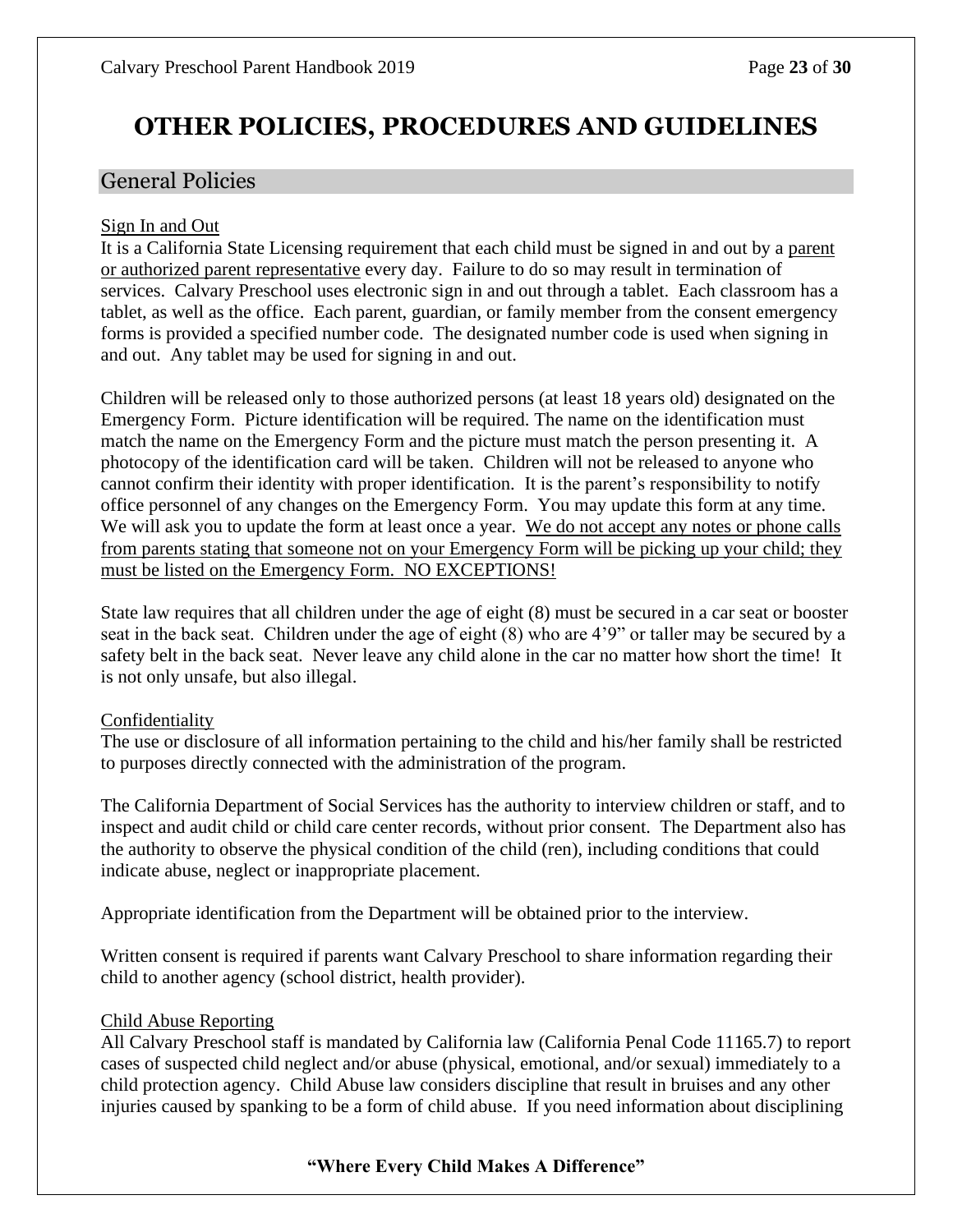# OTHER POLICIES, PROCEDURES AND GUIDELINES

## General Policies

Sign In and Out

It is a California State Licensing requirement that each child must be signed in and out by a parent or authorized parent representative every day. Failure to do so may result in termination of services. Calvary Preschool uses electronic sign in and out through a tablet. Each classroom has a tablet, as well as the office. Each parent, guardian, or family member from the consent emergency forms is provided a specified number code. The designated number code is used when signing in and out. Any tablet may be used for signing in and out.

Children will be released only to those authorized persons (at least 18 years old) designated on the Emergency Form. Picture identification will be required. The name on the identification must match the name on the Emergency Form and the picture must match the person presenting it. A photocopy of the identification card will be taken. Children will not be released to anyone who cannot confirm their identity with proper identification. It is the parent's responsibility to notify office personnel of any changes on the Emergency Form. You may update this form at any time. We will ask you to update the form at least once a year. We do not accept any notes or phone calls from parents stating that someone not on your Emergency Form will be picking up your child; they must be listed on the Emergency Form. NO EXCEPTIONS!

State law requires that all children under the age of eight (8) must be secured in a car seat or booster seat in the back seat. Children under the age of eight (8) who are 4'9" or taller may be secured by a safety belt in the back seat. Never leave any child alone in the car no matter how short the time! It is not only unsafe, but also illegal.

Confidentiality

The use or disclosure of all information pertaining to the child and his/her family shall be restricted to purposes directly connected with the administration of the program.

The California Department of Social Services has the authority to interview children or staff, and to inspect and audit child or child care center records, without prior consent. The Department also has the authority to observe the physical condition of the child (ren), including conditions that could indicate abuse, neglect or inappropriate placement.

Appropriate identification from the Department will be obtained prior to the interview.

Written consent is required if parents want Calvary Preschool to share information regarding their child to another agency (school district, health provider).

Child Abuse Reporting

All Calvary Preschool staff is mandated by California law (California Penal Code 11165.7) to report cases of suspected child neglect and/or abuse (physical, emotional, and/or sexual) immediately to a child protection agency. Child Abuse law considers discipline that result in bruises and any other injuries caused by spanking to be a form of child abuse. If you need information about disciplining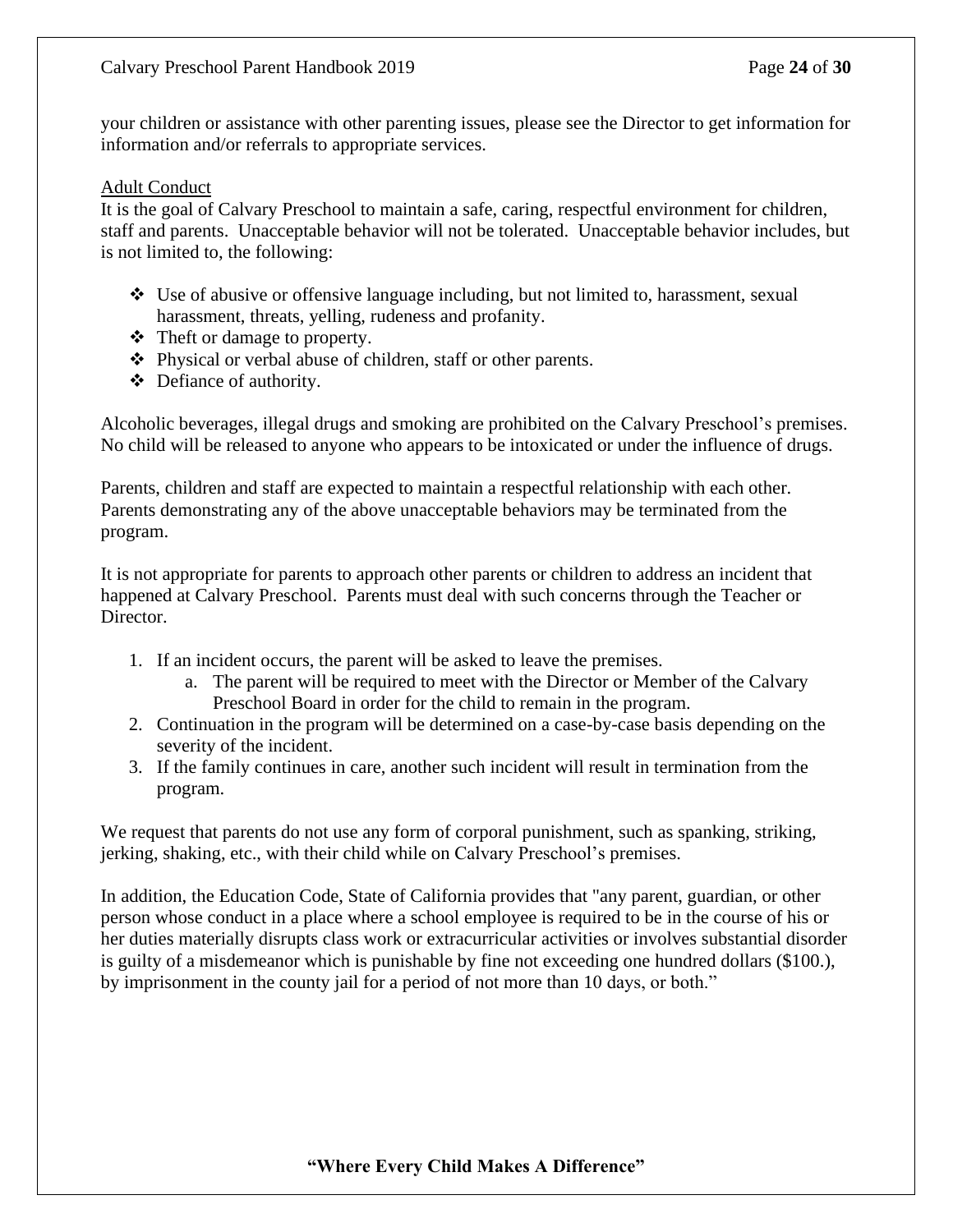your children or assistance with other parenting issues, please see the Director to get information for information and/or referrals to appropriate services.

## Adult Conduct

It is the goal of Calvary Preschool to maintain a safe, caring, respectful environment for children, staff and parents. Unacceptable behavior will not be tolerated. Unacceptable behavior includes, but is not limited to, the following:

- Use of abusive or offensive language including, but not limited to, harassment, sexual harassment, threats, yelling, rudeness and profanity.
- Theft or damage to property.
- Physical or verbal abuse of children, staff or other parents.
- Defiance of authority.

Alcoholic beverages, illegal drugs and smoking are prohibited on the Calvary Preschool's premises. No child will be released to anyone who appears to be intoxicated or under the influence of drugs.

Parents, children and staff are expected to maintain a respectful relationship with each other. Parents demonstrating any of the above unacceptable behaviors may be terminated from the program.

It is not appropriate for parents to approach other parents or children to address an incident that happened at Calvary Preschool. Parents must deal with such concerns through the Teacher or Director.

1. If an incident occurs, the parent will be asked to leave the premises.
   a. The parent will be required to meet with the Director or Member of the Calvary Preschool Board in order for the child to remain in the program.
2. Continuation in the program will be determined on a case-by-case basis depending on the severity of the incident.
3. If the family continues in care, another such incident will result in termination from the program.

We request that parents do not use any form of corporal punishment, such as spanking, striking, jerking, shaking, etc., with their child while on Calvary Preschool's premises.

In addition, the Education Code, State of California provides that "any parent, guardian, or other person whose conduct in a place where a school employee is required to be in the course of his or her duties materially disrupts class work or extracurricular activities or involves substantial disorder is guilty of a misdemeanor which is punishable by fine not exceeding one hundred dollars ($100.), by imprisonment in the county jail for a period of not more than 10 days, or both."

**"Where Every Child Makes A Difference"**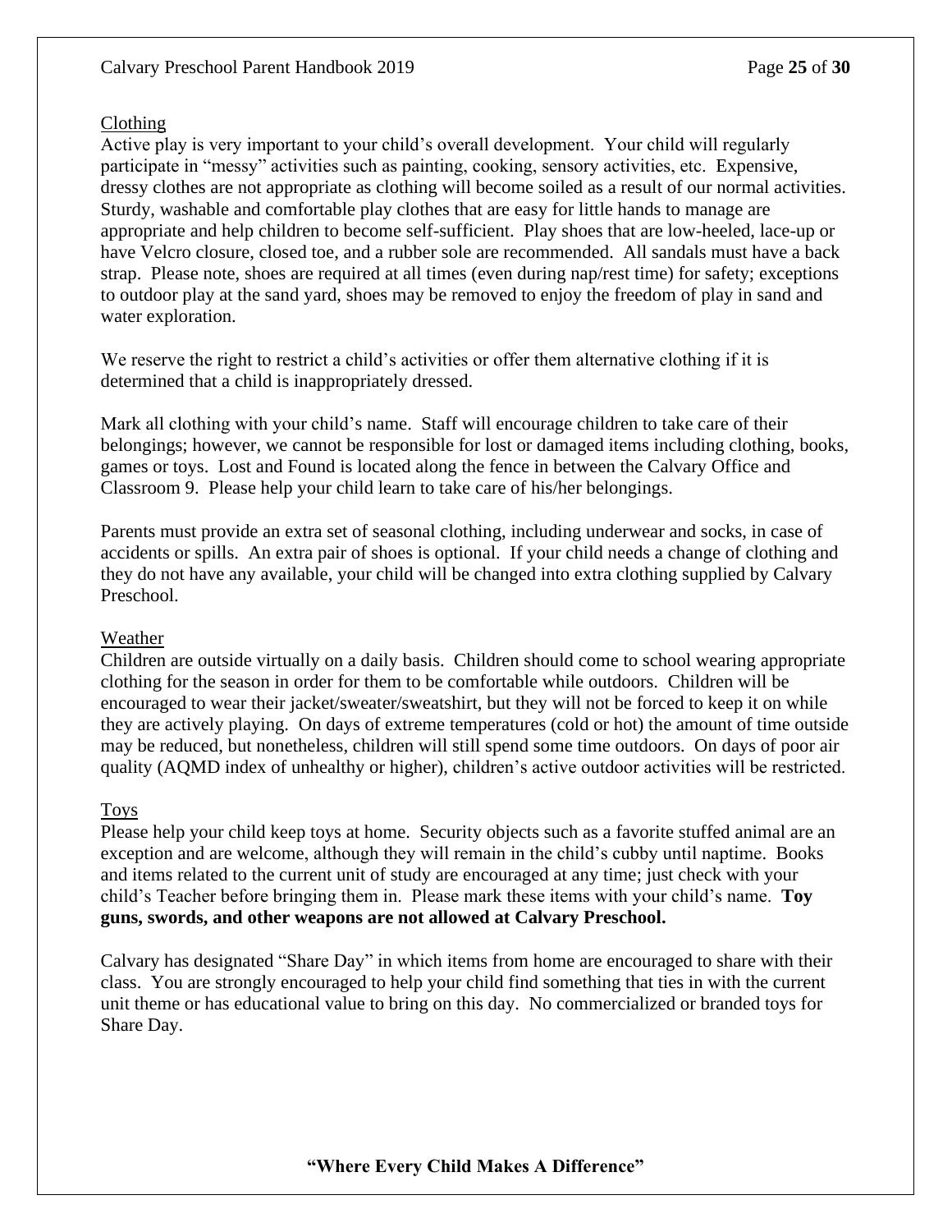## Clothing

Active play is very important to your child's overall development. Your child will regularly participate in "messy" activities such as painting, cooking, sensory activities, etc. Expensive, dressy clothes are not appropriate as clothing will become soiled as a result of our normal activities. Sturdy, washable and comfortable play clothes that are easy for little hands to manage are appropriate and help children to become self-sufficient. Play shoes that are low-heeled, lace-up or have Velcro closure, closed toe, and a rubber sole are recommended. All sandals must have a back strap. Please note, shoes are required at all times (even during nap/rest time) for safety; exceptions to outdoor play at the sand yard, shoes may be removed to enjoy the freedom of play in sand and water exploration.

We reserve the right to restrict a child's activities or offer them alternative clothing if it is determined that a child is inappropriately dressed.

Mark all clothing with your child's name. Staff will encourage children to take care of their belongings; however, we cannot be responsible for lost or damaged items including clothing, books, games or toys. Lost and Found is located along the fence in between the Calvary Office and Classroom 9. Please help your child learn to take care of his/her belongings.

Parents must provide an extra set of seasonal clothing, including underwear and socks, in case of accidents or spills. An extra pair of shoes is optional. If your child needs a change of clothing and they do not have any available, your child will be changed into extra clothing supplied by Calvary Preschool.

## Weather

Children are outside virtually on a daily basis. Children should come to school wearing appropriate clothing for the season in order for them to be comfortable while outdoors. Children will be encouraged to wear their jacket/sweater/sweatshirt, but they will not be forced to keep it on while they are actively playing. On days of extreme temperatures (cold or hot) the amount of time outside may be reduced, but nonetheless, children will still spend some time outdoors. On days of poor air quality (AQMD index of unhealthy or higher), children's active outdoor activities will be restricted.

## Toys

Please help your child keep toys at home. Security objects such as a favorite stuffed animal are an exception and are welcome, although they will remain in the child's cubby until naptime. Books and items related to the current unit of study are encouraged at any time; just check with your child's Teacher before bringing them in. Please mark these items with your child's name. **Toy guns, swords, and other weapons are not allowed at Calvary Preschool.**

Calvary has designated "Share Day" in which items from home are encouraged to share with their class. You are strongly encouraged to help your child find something that ties in with the current unit theme or has educational value to bring on this day. No commercialized or branded toys for Share Day.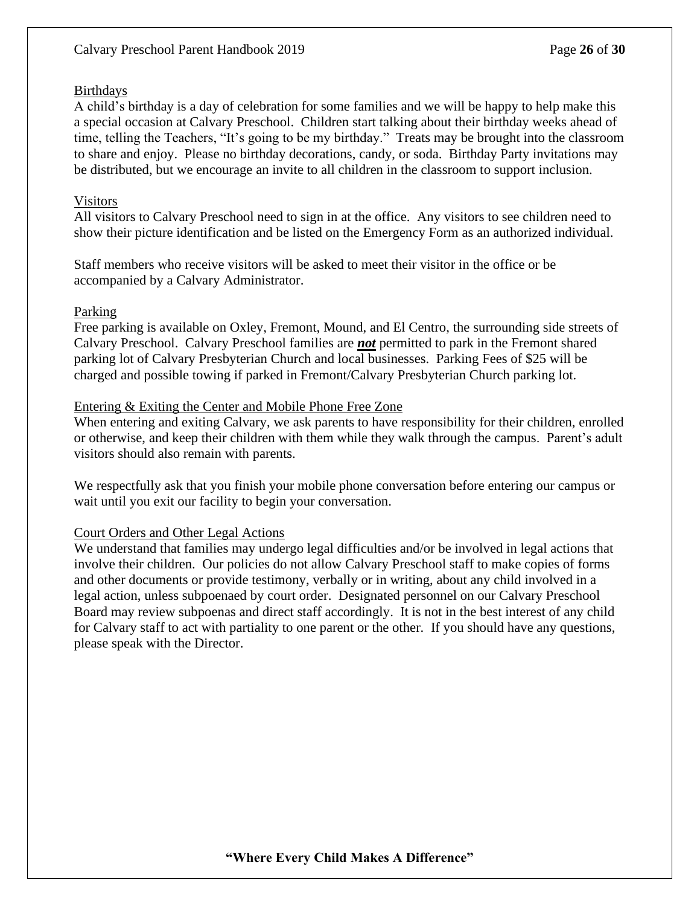## Birthdays

A child's birthday is a day of celebration for some families and we will be happy to help make this a special occasion at Calvary Preschool. Children start talking about their birthday weeks ahead of time, telling the Teachers, "It's going to be my birthday." Treats may be brought into the classroom to share and enjoy. Please no birthday decorations, candy, or soda. Birthday Party invitations may be distributed, but we encourage an invite to all children in the classroom to support inclusion.

## Visitors

All visitors to Calvary Preschool need to sign in at the office. Any visitors to see children need to show their picture identification and be listed on the Emergency Form as an authorized individual.

Staff members who receive visitors will be asked to meet their visitor in the office or be accompanied by a Calvary Administrator.

## Parking

Free parking is available on Oxley, Fremont, Mound, and El Centro, the surrounding side streets of Calvary Preschool. Calvary Preschool families are ***not*** permitted to park in the Fremont shared parking lot of Calvary Presbyterian Church and local businesses. Parking Fees of $25 will be charged and possible towing if parked in Fremont/Calvary Presbyterian Church parking lot.

## Entering & Exiting the Center and Mobile Phone Free Zone

When entering and exiting Calvary, we ask parents to have responsibility for their children, enrolled or otherwise, and keep their children with them while they walk through the campus. Parent's adult visitors should also remain with parents.

We respectfully ask that you finish your mobile phone conversation before entering our campus or wait until you exit our facility to begin your conversation.

## Court Orders and Other Legal Actions

We understand that families may undergo legal difficulties and/or be involved in legal actions that involve their children. Our policies do not allow Calvary Preschool staff to make copies of forms and other documents or provide testimony, verbally or in writing, about any child involved in a legal action, unless subpoenaed by court order. Designated personnel on our Calvary Preschool Board may review subpoenas and direct staff accordingly. It is not in the best interest of any child for Calvary staff to act with partiality to one parent or the other. If you should have any questions, please speak with the Director.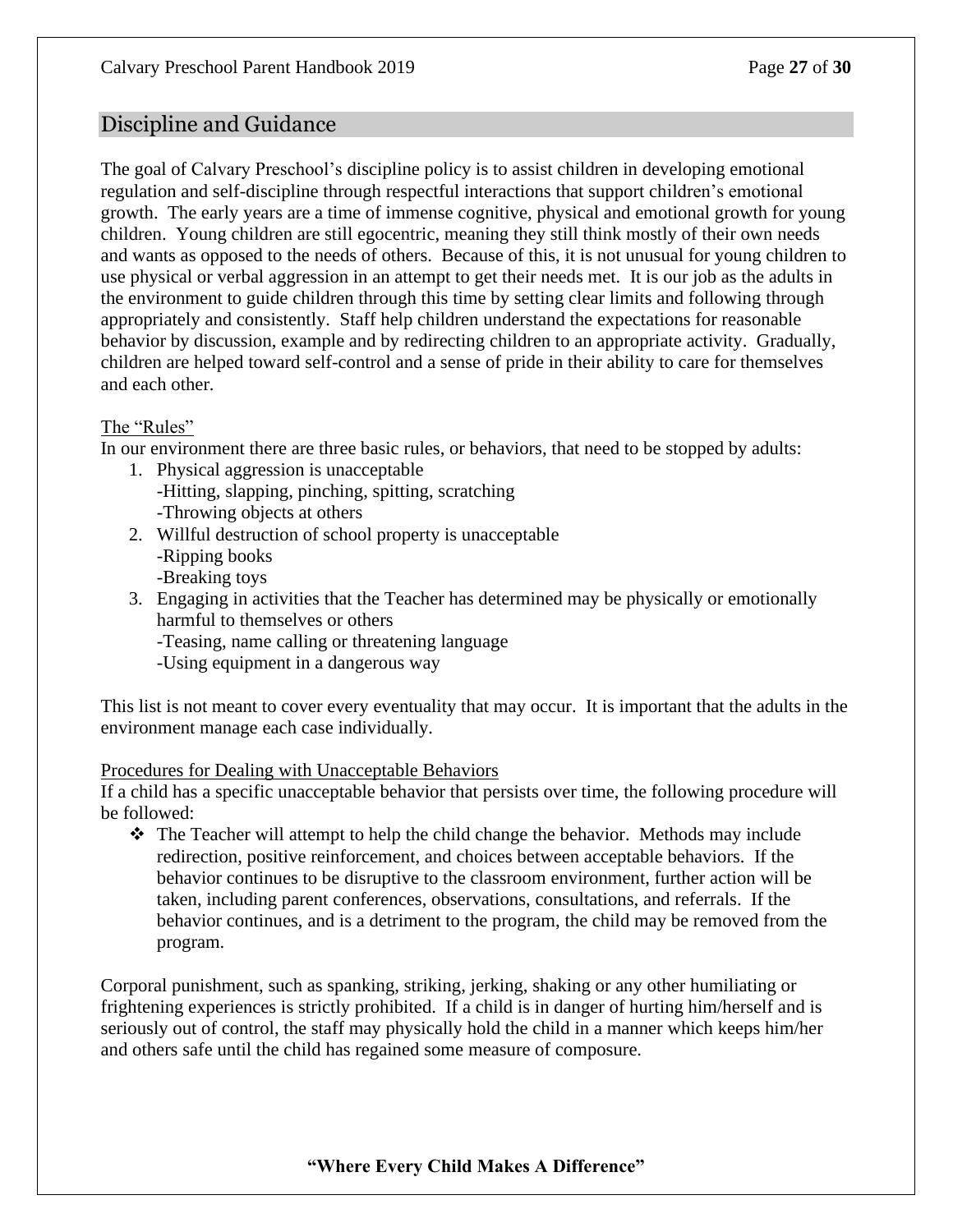## Discipline and Guidance

The goal of Calvary Preschool's discipline policy is to assist children in developing emotional regulation and self-discipline through respectful interactions that support children's emotional growth. The early years are a time of immense cognitive, physical and emotional growth for young children. Young children are still egocentric, meaning they still think mostly of their own needs and wants as opposed to the needs of others. Because of this, it is not unusual for young children to use physical or verbal aggression in an attempt to get their needs met. It is our job as the adults in the environment to guide children through this time by setting clear limits and following through appropriately and consistently. Staff help children understand the expectations for reasonable behavior by discussion, example and by redirecting children to an appropriate activity. Gradually, children are helped toward self-control and a sense of pride in their ability to care for themselves and each other.

<u>The "Rules"</u>

In our environment there are three basic rules, or behaviors, that need to be stopped by adults:

1. Physical aggression is unacceptable
   -Hitting, slapping, pinching, spitting, scratching
   -Throwing objects at others
2. Willful destruction of school property is unacceptable
   -Ripping books
   -Breaking toys
3. Engaging in activities that the Teacher has determined may be physically or emotionally harmful to themselves or others
   -Teasing, name calling or threatening language
   -Using equipment in a dangerous way

This list is not meant to cover every eventuality that may occur. It is important that the adults in the environment manage each case individually.

<u>Procedures for Dealing with Unacceptable Behaviors</u>

If a child has a specific unacceptable behavior that persists over time, the following procedure will be followed:

- The Teacher will attempt to help the child change the behavior. Methods may include redirection, positive reinforcement, and choices between acceptable behaviors. If the behavior continues to be disruptive to the classroom environment, further action will be taken, including parent conferences, observations, consultations, and referrals. If the behavior continues, and is a detriment to the program, the child may be removed from the program.

Corporal punishment, such as spanking, striking, jerking, shaking or any other humiliating or frightening experiences is strictly prohibited. If a child is in danger of hurting him/herself and is seriously out of control, the staff may physically hold the child in a manner which keeps him/her and others safe until the child has regained some measure of composure.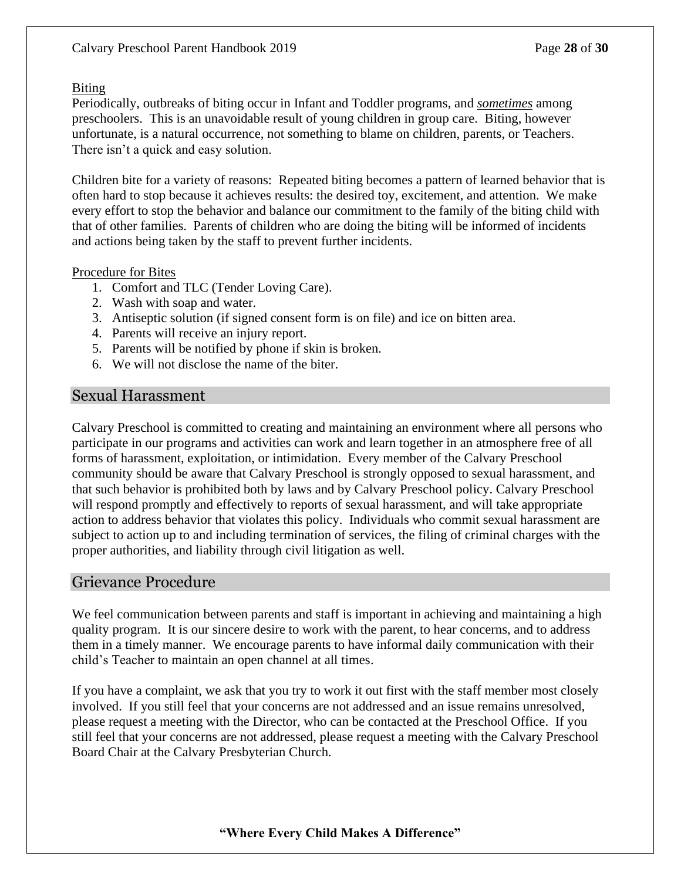### Biting

Periodically, outbreaks of biting occur in Infant and Toddler programs, and ***sometimes*** among preschoolers. This is an unavoidable result of young children in group care. Biting, however unfortunate, is a natural occurrence, not something to blame on children, parents, or Teachers. There isn't a quick and easy solution.

Children bite for a variety of reasons: Repeated biting becomes a pattern of learned behavior that is often hard to stop because it achieves results: the desired toy, excitement, and attention. We make every effort to stop the behavior and balance our commitment to the family of the biting child with that of other families. Parents of children who are doing the biting will be informed of incidents and actions being taken by the staff to prevent further incidents.

### Procedure for Bites

1. Comfort and TLC (Tender Loving Care).
2. Wash with soap and water.
3. Antiseptic solution (if signed consent form is on file) and ice on bitten area.
4. Parents will receive an injury report.
5. Parents will be notified by phone if skin is broken.
6. We will not disclose the name of the biter.

## Sexual Harassment

Calvary Preschool is committed to creating and maintaining an environment where all persons who participate in our programs and activities can work and learn together in an atmosphere free of all forms of harassment, exploitation, or intimidation. Every member of the Calvary Preschool community should be aware that Calvary Preschool is strongly opposed to sexual harassment, and that such behavior is prohibited both by laws and by Calvary Preschool policy. Calvary Preschool will respond promptly and effectively to reports of sexual harassment, and will take appropriate action to address behavior that violates this policy. Individuals who commit sexual harassment are subject to action up to and including termination of services, the filing of criminal charges with the proper authorities, and liability through civil litigation as well.

## Grievance Procedure

We feel communication between parents and staff is important in achieving and maintaining a high quality program. It is our sincere desire to work with the parent, to hear concerns, and to address them in a timely manner. We encourage parents to have informal daily communication with their child's Teacher to maintain an open channel at all times.

If you have a complaint, we ask that you try to work it out first with the staff member most closely involved. If you still feel that your concerns are not addressed and an issue remains unresolved, please request a meeting with the Director, who can be contacted at the Preschool Office. If you still feel that your concerns are not addressed, please request a meeting with the Calvary Preschool Board Chair at the Calvary Presbyterian Church.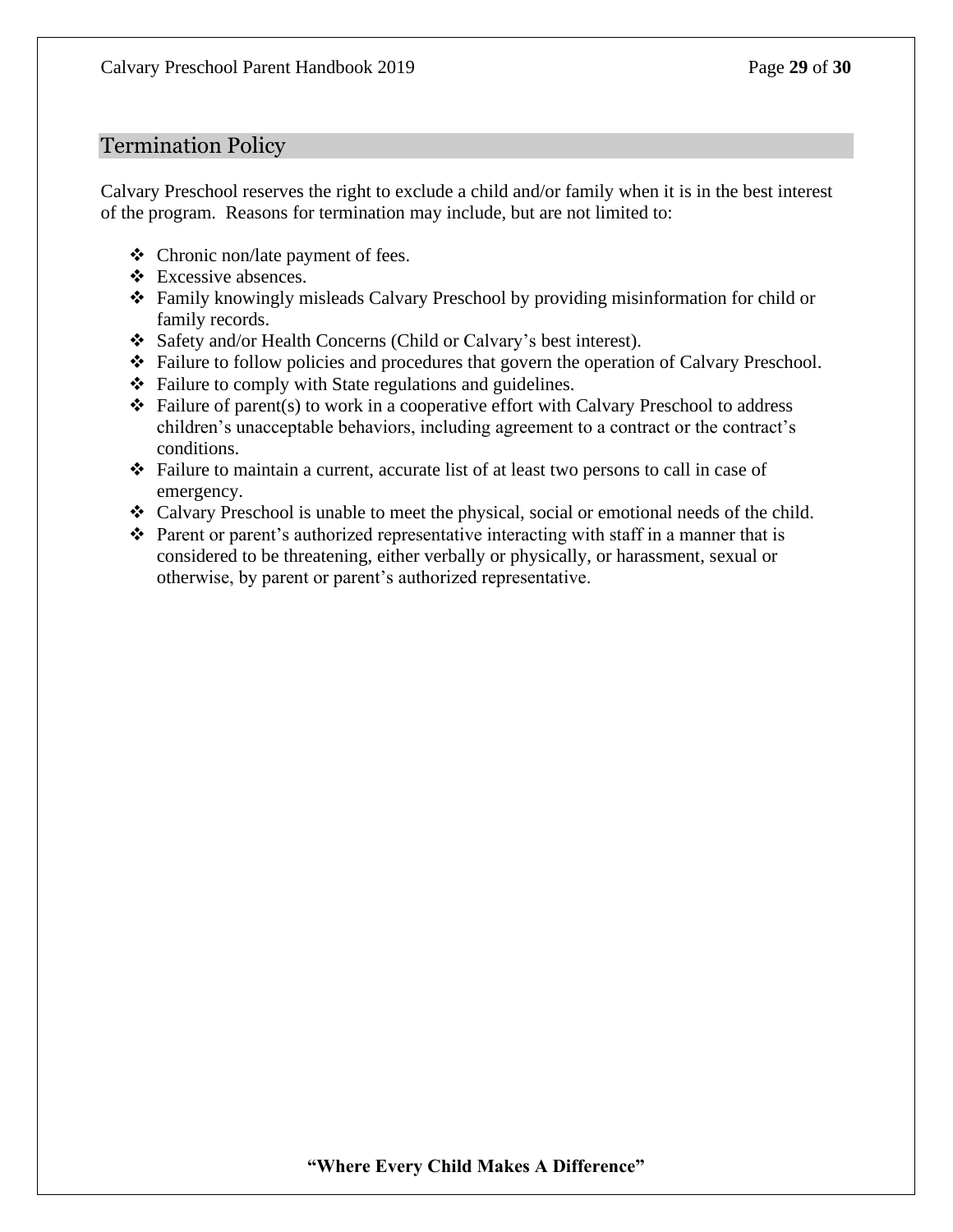## Termination Policy

Calvary Preschool reserves the right to exclude a child and/or family when it is in the best interest of the program. Reasons for termination may include, but are not limited to:

- Chronic non/late payment of fees.
- Excessive absences.
- Family knowingly misleads Calvary Preschool by providing misinformation for child or family records.
- Safety and/or Health Concerns (Child or Calvary's best interest).
- Failure to follow policies and procedures that govern the operation of Calvary Preschool.
- Failure to comply with State regulations and guidelines.
- Failure of parent(s) to work in a cooperative effort with Calvary Preschool to address children's unacceptable behaviors, including agreement to a contract or the contract's conditions.
- Failure to maintain a current, accurate list of at least two persons to call in case of emergency.
- Calvary Preschool is unable to meet the physical, social or emotional needs of the child.
- Parent or parent's authorized representative interacting with staff in a manner that is considered to be threatening, either verbally or physically, or harassment, sexual or otherwise, by parent or parent's authorized representative.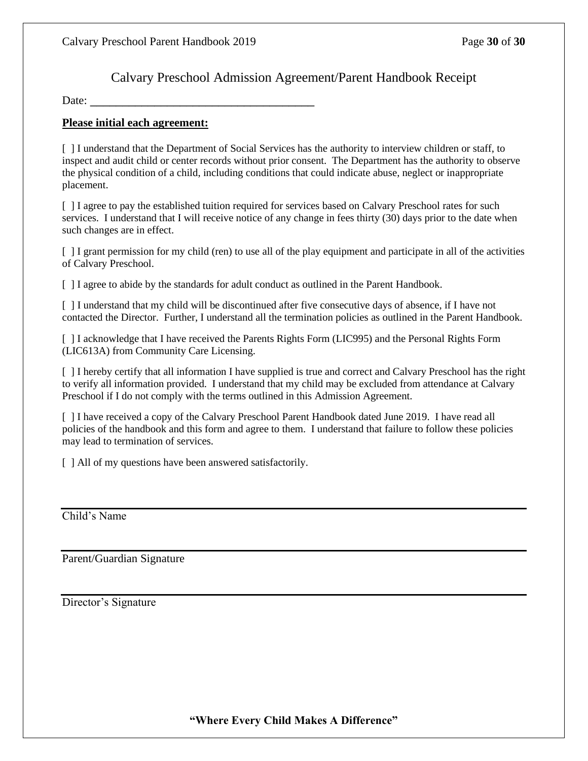# Calvary Preschool Admission Agreement/Parent Handbook Receipt

Date: ______________________________________

**Please initial each agreement:**

[ ] I understand that the Department of Social Services has the authority to interview children or staff, to inspect and audit child or center records without prior consent. The Department has the authority to observe the physical condition of a child, including conditions that could indicate abuse, neglect or inappropriate placement.

[ ] I agree to pay the established tuition required for services based on Calvary Preschool rates for such services. I understand that I will receive notice of any change in fees thirty (30) days prior to the date when such changes are in effect.

[ ] I grant permission for my child (ren) to use all of the play equipment and participate in all of the activities of Calvary Preschool.

[ ] I agree to abide by the standards for adult conduct as outlined in the Parent Handbook.

[ ] I understand that my child will be discontinued after five consecutive days of absence, if I have not contacted the Director. Further, I understand all the termination policies as outlined in the Parent Handbook.

[ ] I acknowledge that I have received the Parents Rights Form (LIC995) and the Personal Rights Form (LIC613A) from Community Care Licensing.

[ ] I hereby certify that all information I have supplied is true and correct and Calvary Preschool has the right to verify all information provided. I understand that my child may be excluded from attendance at Calvary Preschool if I do not comply with the terms outlined in this Admission Agreement.

[ ] I have received a copy of the Calvary Preschool Parent Handbook dated June 2019. I have read all policies of the handbook and this form and agree to them. I understand that failure to follow these policies may lead to termination of services.

[ ] All of my questions have been answered satisfactorily.

______________________________________

Child's Name

______________________________________

Parent/Guardian Signature

______________________________________

Director's Signature

**"Where Every Child Makes A Difference"**